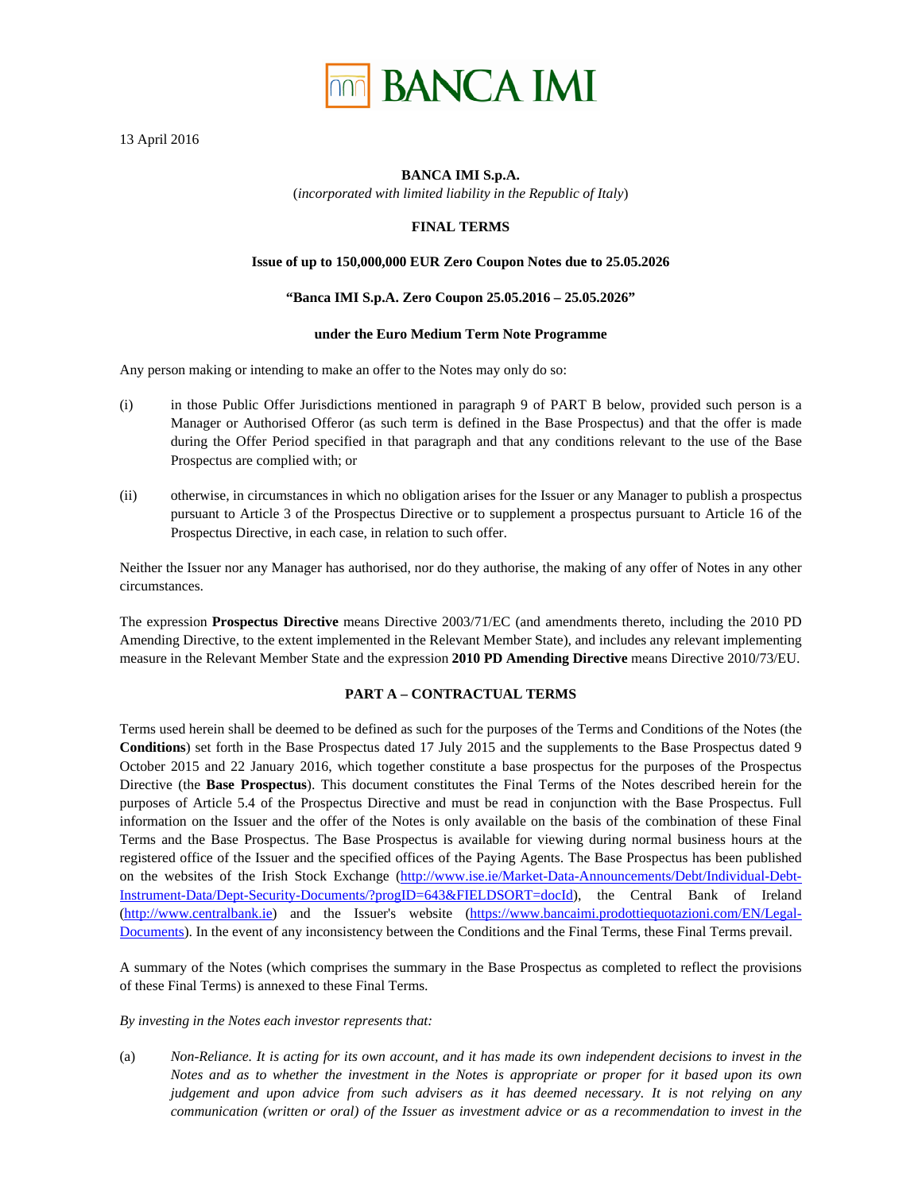BANCA IMI

13 April 2016

**BANCA IMI S.p.A.**

(*incorporated with limited liability in the Republic of Italy*)

**FINAL TERMS**

**Issue of up to 150,000,000 EUR Zero Coupon Notes due to 25.05.2026**

**"Banca IMI S.p.A. Zero Coupon 25.05.2016 – 25.05.2026"**

**under the Euro Medium Term Note Programme**

Any person making or intending to make an offer to the Notes may only do so:

(i) in those Public Offer Jurisdictions mentioned in paragraph 9 of PART B below, provided such person is a Manager or Authorised Offeror (as such term is defined in the Base Prospectus) and that the offer is made during the Offer Period specified in that paragraph and that any conditions relevant to the use of the Base Prospectus are complied with; or

(ii) otherwise, in circumstances in which no obligation arises for the Issuer or any Manager to publish a prospectus pursuant to Article 3 of the Prospectus Directive or to supplement a prospectus pursuant to Article 16 of the Prospectus Directive, in each case, in relation to such offer.

Neither the Issuer nor any Manager has authorised, nor do they authorise, the making of any offer of Notes in any other circumstances.

The expression **Prospectus Directive** means Directive 2003/71/EC (and amendments thereto, including the 2010 PD Amending Directive, to the extent implemented in the Relevant Member State), and includes any relevant implementing measure in the Relevant Member State and the expression **2010 PD Amending Directive** means Directive 2010/73/EU.

## PART A – CONTRACTUAL TERMS

Terms used herein shall be deemed to be defined as such for the purposes of the Terms and Conditions of the Notes (the **Conditions**) set forth in the Base Prospectus dated 17 July 2015 and the supplements to the Base Prospectus dated 9 October 2015 and 22 January 2016, which together constitute a base prospectus for the purposes of the Prospectus Directive (the **Base Prospectus**). This document constitutes the Final Terms of the Notes described herein for the purposes of Article 5.4 of the Prospectus Directive and must be read in conjunction with the Base Prospectus. Full information on the Issuer and the offer of the Notes is only available on the basis of the combination of these Final Terms and the Base Prospectus. The Base Prospectus is available for viewing during normal business hours at the registered office of the Issuer and the specified offices of the Paying Agents. The Base Prospectus has been published on the websites of the Irish Stock Exchange (http://www.ise.ie/Market-Data-Announcements/Debt/Individual-Debt-Instrument-Data/Dept-Security-Documents/?progID=643&FIELDSORT=docId), the Central Bank of Ireland (http://www.centralbank.ie) and the Issuer's website (https://www.bancaimi.prodottiequotazioni.com/EN/Legal-Documents). In the event of any inconsistency between the Conditions and the Final Terms, these Final Terms prevail.

A summary of the Notes (which comprises the summary in the Base Prospectus as completed to reflect the provisions of these Final Terms) is annexed to these Final Terms.

*By investing in the Notes each investor represents that:*

(a) *Non-Reliance. It is acting for its own account, and it has made its own independent decisions to invest in the Notes and as to whether the investment in the Notes is appropriate or proper for it based upon its own judgement and upon advice from such advisers as it has deemed necessary. It is not relying on any communication (written or oral) of the Issuer as investment advice or as a recommendation to invest in the*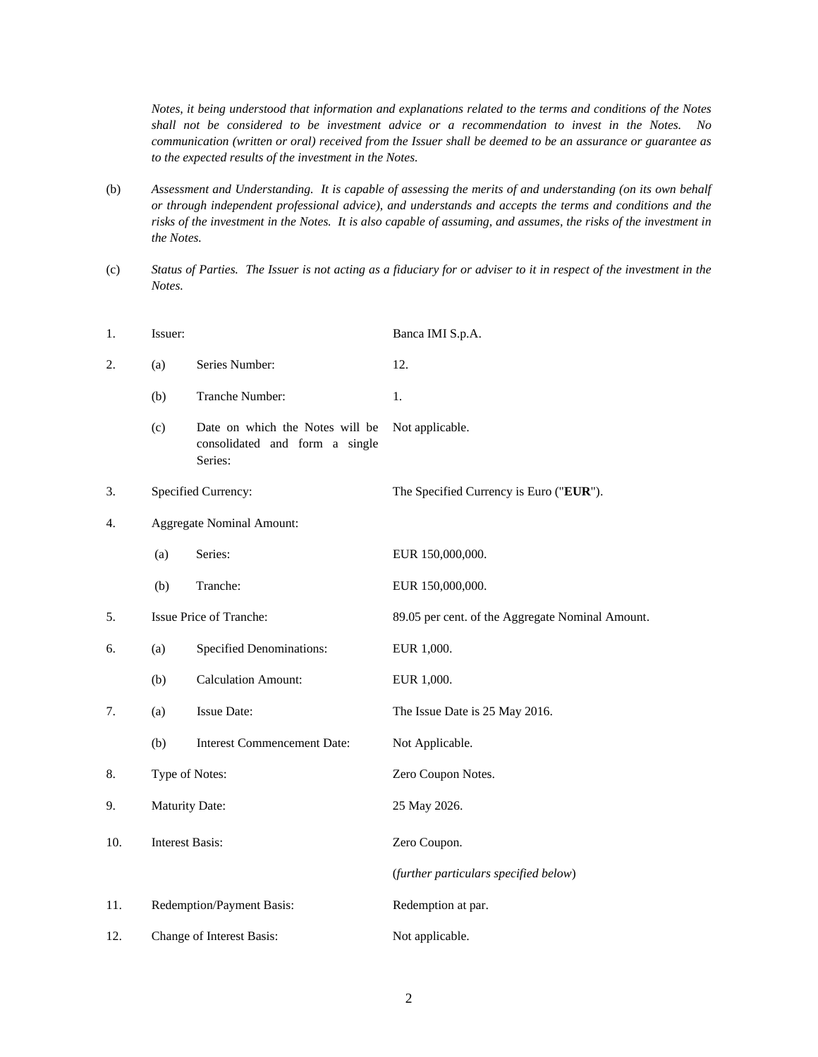*Notes, it being understood that information and explanations related to the terms and conditions of the Notes shall not be considered to be investment advice or a recommendation to invest in the Notes. No communication (written or oral) received from the Issuer shall be deemed to be an assurance or guarantee as to the expected results of the investment in the Notes.*

(b) *Assessment and Understanding. It is capable of assessing the merits of and understanding (on its own behalf or through independent professional advice), and understands and accepts the terms and conditions and the risks of the investment in the Notes. It is also capable of assuming, and assumes, the risks of the investment in the Notes.*

(c) *Status of Parties. The Issuer is not acting as a fiduciary for or adviser to it in respect of the investment in the Notes.*

| | | | |
|---|---|---|---|
| 1. | Issuer: | | Banca IMI S.p.A. |
| 2. | (a) | Series Number: | 12. |
| | (b) | Tranche Number: | 1. |
| | (c) | Date on which the Notes will be consolidated and form a single Series: | Not applicable. |
| 3. | Specified Currency: | | The Specified Currency is Euro ("**EUR**"). |
| 4. | Aggregate Nominal Amount: | | |
| | (a) | Series: | EUR 150,000,000. |
| | (b) | Tranche: | EUR 150,000,000. |
| 5. | Issue Price of Tranche: | | 89.05 per cent. of the Aggregate Nominal Amount. |
| 6. | (a) | Specified Denominations: | EUR 1,000. |
| | (b) | Calculation Amount: | EUR 1,000. |
| 7. | (a) | Issue Date: | The Issue Date is 25 May 2016. |
| | (b) | Interest Commencement Date: | Not Applicable. |
| 8. | Type of Notes: | | Zero Coupon Notes. |
| 9. | Maturity Date: | | 25 May 2026. |
| 10. | Interest Basis: | | Zero Coupon.<br>(*further particulars specified below*) |
| 11. | Redemption/Payment Basis: | | Redemption at par. |
| 12. | Change of Interest Basis: | | Not applicable. |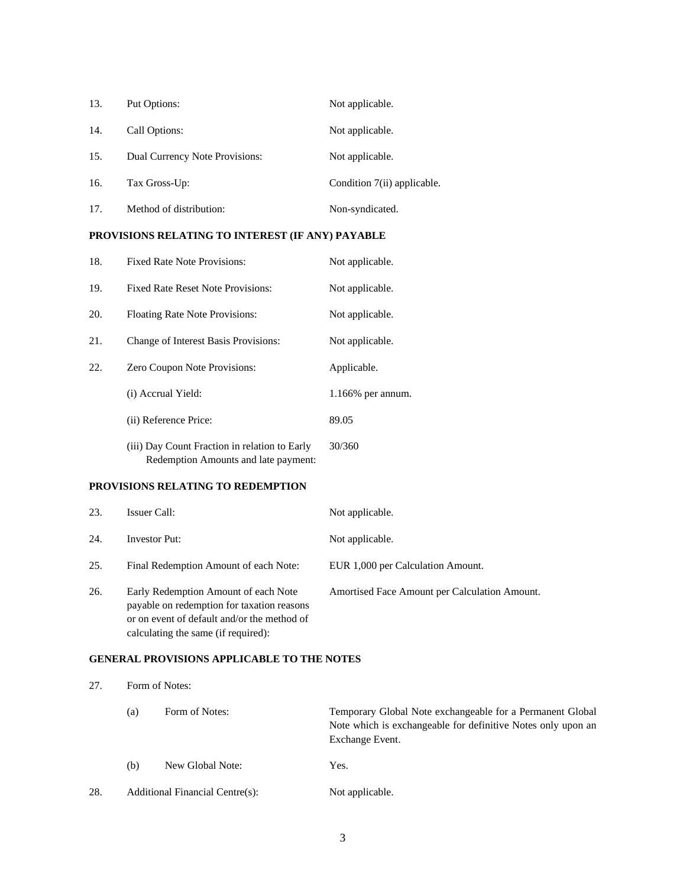| | | |
|---|---|---|
| 13. | Put Options: | Not applicable. |
| 14. | Call Options: | Not applicable. |
| 15. | Dual Currency Note Provisions: | Not applicable. |
| 16. | Tax Gross-Up: | Condition 7(ii) applicable. |
| 17. | Method of distribution: | Non-syndicated. |

**PROVISIONS RELATING TO INTEREST (IF ANY) PAYABLE**

| | | |
|---|---|---|
| 18. | Fixed Rate Note Provisions: | Not applicable. |
| 19. | Fixed Rate Reset Note Provisions: | Not applicable. |
| 20. | Floating Rate Note Provisions: | Not applicable. |
| 21. | Change of Interest Basis Provisions: | Not applicable. |
| 22. | Zero Coupon Note Provisions: | Applicable. |
| | (i) Accrual Yield: | 1.166% per annum. |
| | (ii) Reference Price: | 89.05 |
| | (iii) Day Count Fraction in relation to Early Redemption Amounts and late payment: | 30/360 |

**PROVISIONS RELATING TO REDEMPTION**

| | | |
|---|---|---|
| 23. | Issuer Call: | Not applicable. |
| 24. | Investor Put: | Not applicable. |
| 25. | Final Redemption Amount of each Note: | EUR 1,000 per Calculation Amount. |
| 26. | Early Redemption Amount of each Note payable on redemption for taxation reasons or on event of default and/or the method of calculating the same (if required): | Amortised Face Amount per Calculation Amount. |

**GENERAL PROVISIONS APPLICABLE TO THE NOTES**

| | | |
|---|---|---|
| 27. | Form of Notes: | |
| | (a) Form of Notes: | Temporary Global Note exchangeable for a Permanent Global Note which is exchangeable for definitive Notes only upon an Exchange Event. |
| | (b) New Global Note: | Yes. |
| 28. | Additional Financial Centre(s): | Not applicable. |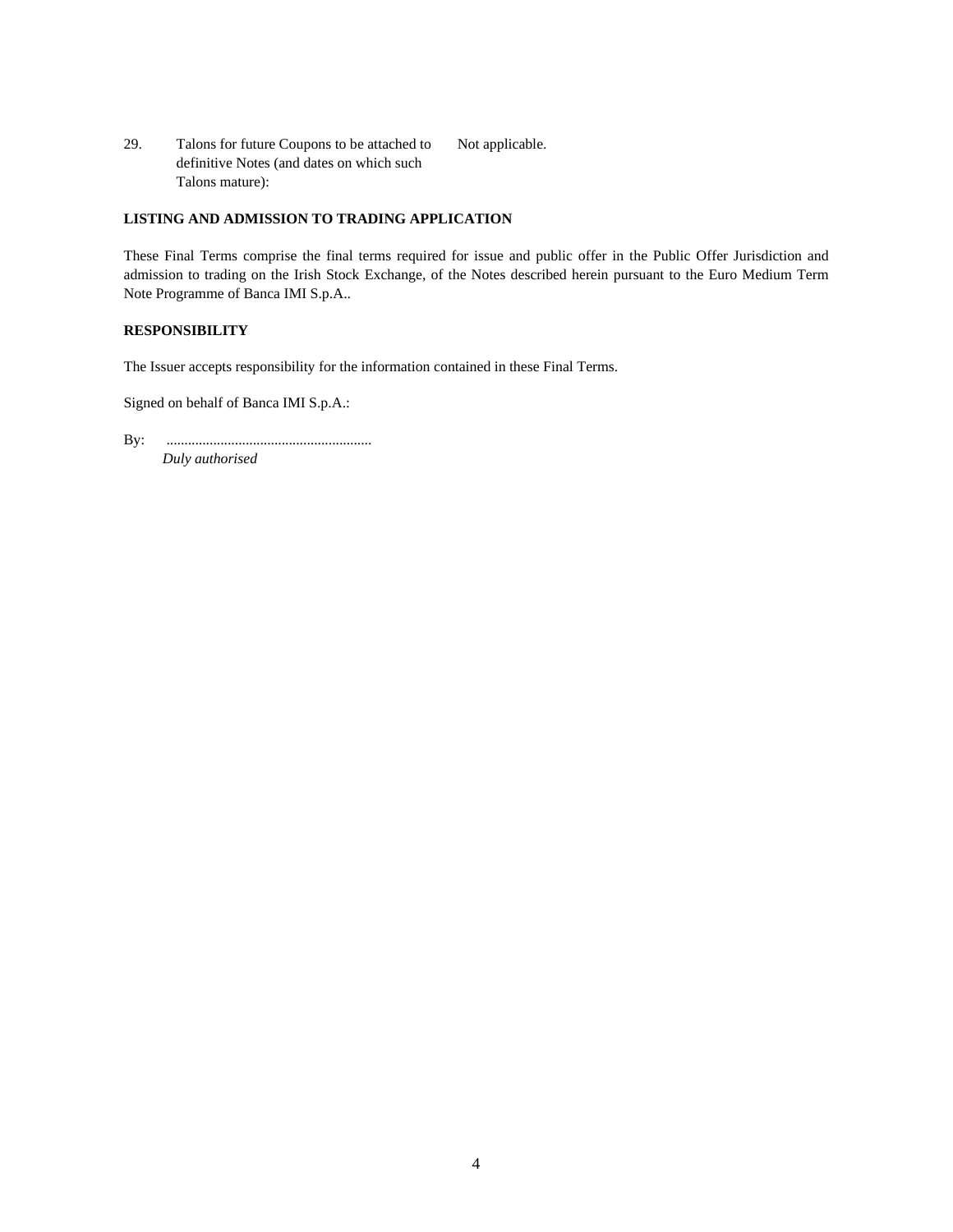| | | |
|---|---|---|
| 29. | Talons for future Coupons to be attached to definitive Notes (and dates on which such Talons mature): | Not applicable. |

**LISTING AND ADMISSION TO TRADING APPLICATION**

These Final Terms comprise the final terms required for issue and public offer in the Public Offer Jurisdiction and admission to trading on the Irish Stock Exchange, of the Notes described herein pursuant to the Euro Medium Term Note Programme of Banca IMI S.p.A..

**RESPONSIBILITY**

The Issuer accepts responsibility for the information contained in these Final Terms.

Signed on behalf of Banca IMI S.p.A.:

By: .........................................................
*Duly authorised*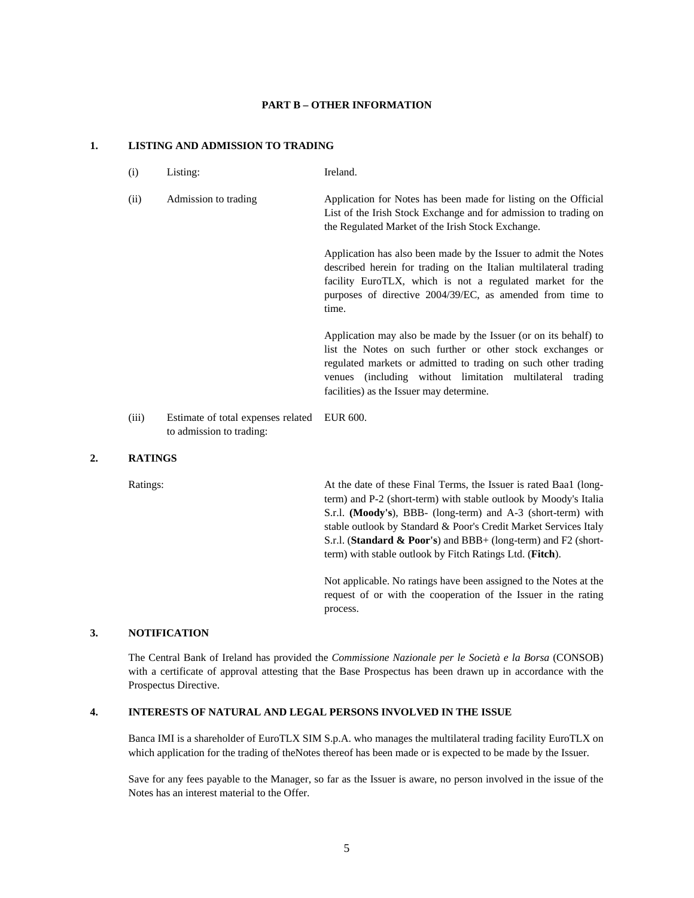## PART B – OTHER INFORMATION

### 1. LISTING AND ADMISSION TO TRADING

| | | |
|---|---|---|
| (i) | Listing: | Ireland. |
| (ii) | Admission to trading | Application for Notes has been made for listing on the Official List of the Irish Stock Exchange and for admission to trading on the Regulated Market of the Irish Stock Exchange.<br><br>Application has also been made by the Issuer to admit the Notes described herein for trading on the Italian multilateral trading facility EuroTLX, which is not a regulated market for the purposes of directive 2004/39/EC, as amended from time to time.<br><br>Application may also be made by the Issuer (or on its behalf) to list the Notes on such further or other stock exchanges or regulated markets or admitted to trading on such other trading venues (including without limitation multilateral trading facilities) as the Issuer may determine. |
| (iii) | Estimate of total expenses related to admission to trading: | EUR 600. |

### 2. RATINGS

| | |
|---|---|
| Ratings: | At the date of these Final Terms, the Issuer is rated Baa1 (long-term) and P-2 (short-term) with stable outlook by Moody's Italia S.r.l. (**Moody's**), BBB- (long-term) and A-3 (short-term) with stable outlook by Standard & Poor's Credit Market Services Italy S.r.l. (**Standard & Poor's**) and BBB+ (long-term) and F2 (short-term) with stable outlook by Fitch Ratings Ltd. (**Fitch**).<br><br>Not applicable. No ratings have been assigned to the Notes at the request of or with the cooperation of the Issuer in the rating process. |

### 3. NOTIFICATION

The Central Bank of Ireland has provided the *Commissione Nazionale per le Società e la Borsa* (CONSOB) with a certificate of approval attesting that the Base Prospectus has been drawn up in accordance with the Prospectus Directive.

### 4. INTERESTS OF NATURAL AND LEGAL PERSONS INVOLVED IN THE ISSUE

Banca IMI is a shareholder of EuroTLX SIM S.p.A. who manages the multilateral trading facility EuroTLX on which application for the trading of theNotes thereof has been made or is expected to be made by the Issuer.

Save for any fees payable to the Manager, so far as the Issuer is aware, no person involved in the issue of the Notes has an interest material to the Offer.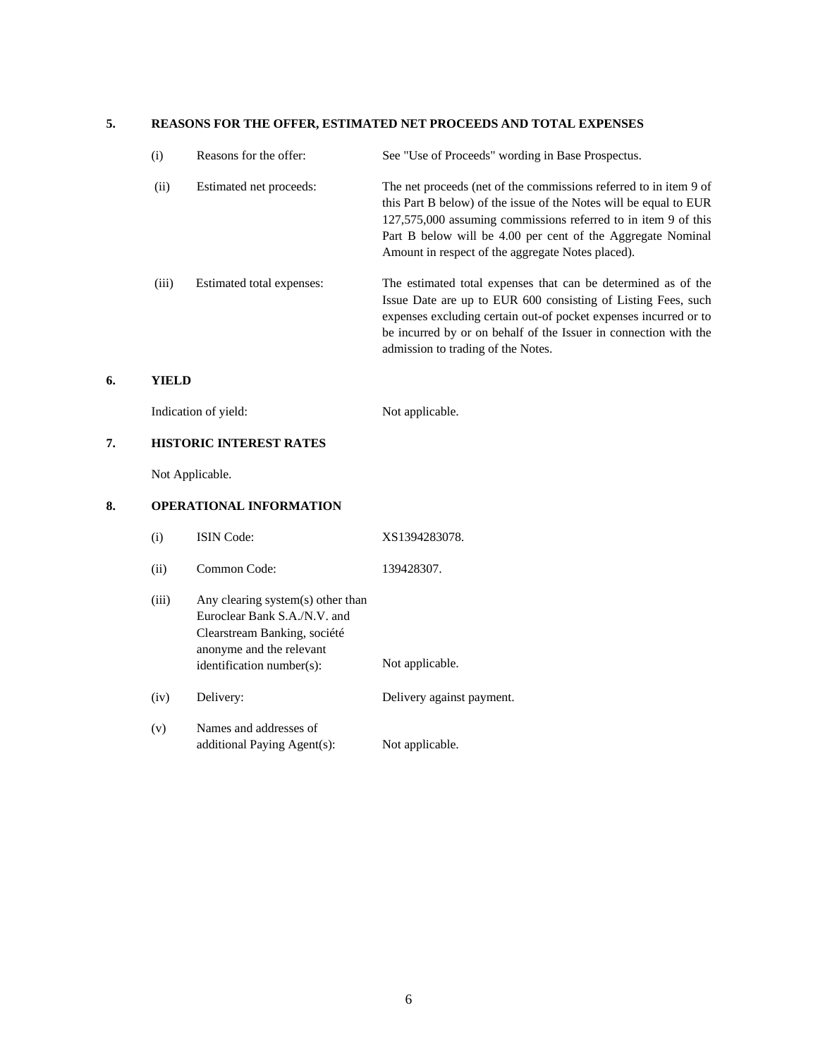## 5. REASONS FOR THE OFFER, ESTIMATED NET PROCEEDS AND TOTAL EXPENSES

| | | |
|---|---|---|
| (i) | Reasons for the offer: | See "Use of Proceeds" wording in Base Prospectus. |
| (ii) | Estimated net proceeds: | The net proceeds (net of the commissions referred to in item 9 of this Part B below) of the issue of the Notes will be equal to EUR 127,575,000 assuming commissions referred to in item 9 of this Part B below will be 4.00 per cent of the Aggregate Nominal Amount in respect of the aggregate Notes placed). |
| (iii) | Estimated total expenses: | The estimated total expenses that can be determined as of the Issue Date are up to EUR 600 consisting of Listing Fees, such expenses excluding certain out-of pocket expenses incurred or to be incurred by or on behalf of the Issuer in connection with the admission to trading of the Notes. |

## 6. YIELD

| | |
|---|---|
| Indication of yield: | Not applicable. |

## 7. HISTORIC INTEREST RATES

Not Applicable.

## 8. OPERATIONAL INFORMATION

| | | |
|---|---|---|
| (i) | ISIN Code: | XS1394283078. |
| (ii) | Common Code: | 139428307. |
| (iii) | Any clearing system(s) other than Euroclear Bank S.A./N.V. and Clearstream Banking, société anonyme and the relevant identification number(s): | Not applicable. |
| (iv) | Delivery: | Delivery against payment. |
| (v) | Names and addresses of additional Paying Agent(s): | Not applicable. |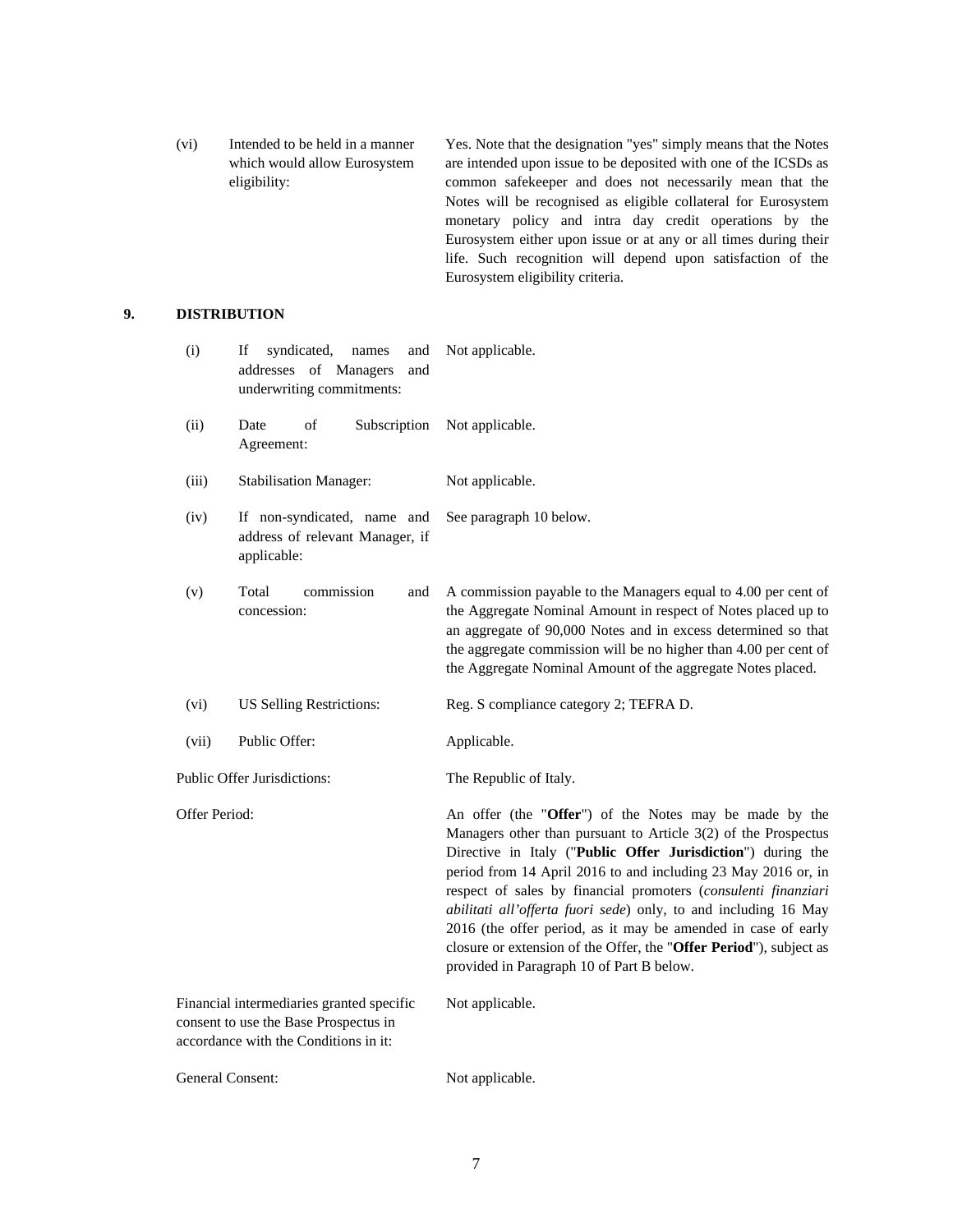| | | |
|---|---|---|
| (vi) | Intended to be held in a manner which would allow Eurosystem eligibility: | Yes. Note that the designation "yes" simply means that the Notes are intended upon issue to be deposited with one of the ICSDs as common safekeeper and does not necessarily mean that the Notes will be recognised as eligible collateral for Eurosystem monetary policy and intra day credit operations by the Eurosystem either upon issue or at any or all times during their life. Such recognition will depend upon satisfaction of the Eurosystem eligibility criteria. |

## 9. DISTRIBUTION

| | | |
|---|---|---|
| (i) | If syndicated, names and addresses of Managers and underwriting commitments: | Not applicable. |
| (ii) | Date of Subscription Agreement: | Not applicable. |
| (iii) | Stabilisation Manager: | Not applicable. |
| (iv) | If non-syndicated, name and address of relevant Manager, if applicable: | See paragraph 10 below. |
| (v) | Total commission and concession: | A commission payable to the Managers equal to 4.00 per cent of the Aggregate Nominal Amount in respect of Notes placed up to an aggregate of 90,000 Notes and in excess determined so that the aggregate commission will be no higher than 4.00 per cent of the Aggregate Nominal Amount of the aggregate Notes placed. |
| (vi) | US Selling Restrictions: | Reg. S compliance category 2; TEFRA D. |
| (vii) | Public Offer: | Applicable. |

| | |
|---|---|
| Public Offer Jurisdictions: | The Republic of Italy. |
| Offer Period: | An offer (the "**Offer**") of the Notes may be made by the Managers other than pursuant to Article 3(2) of the Prospectus Directive in Italy ("**Public Offer Jurisdiction**") during the period from 14 April 2016 to and including 23 May 2016 or, in respect of sales by financial promoters (*consulenti finanziari abilitati all'offerta fuori sede*) only, to and including 16 May 2016 (the offer period, as it may be amended in case of early closure or extension of the Offer, the "**Offer Period**"), subject as provided in Paragraph 10 of Part B below. |
| Financial intermediaries granted specific consent to use the Base Prospectus in accordance with the Conditions in it: | Not applicable. |
| General Consent: | Not applicable. |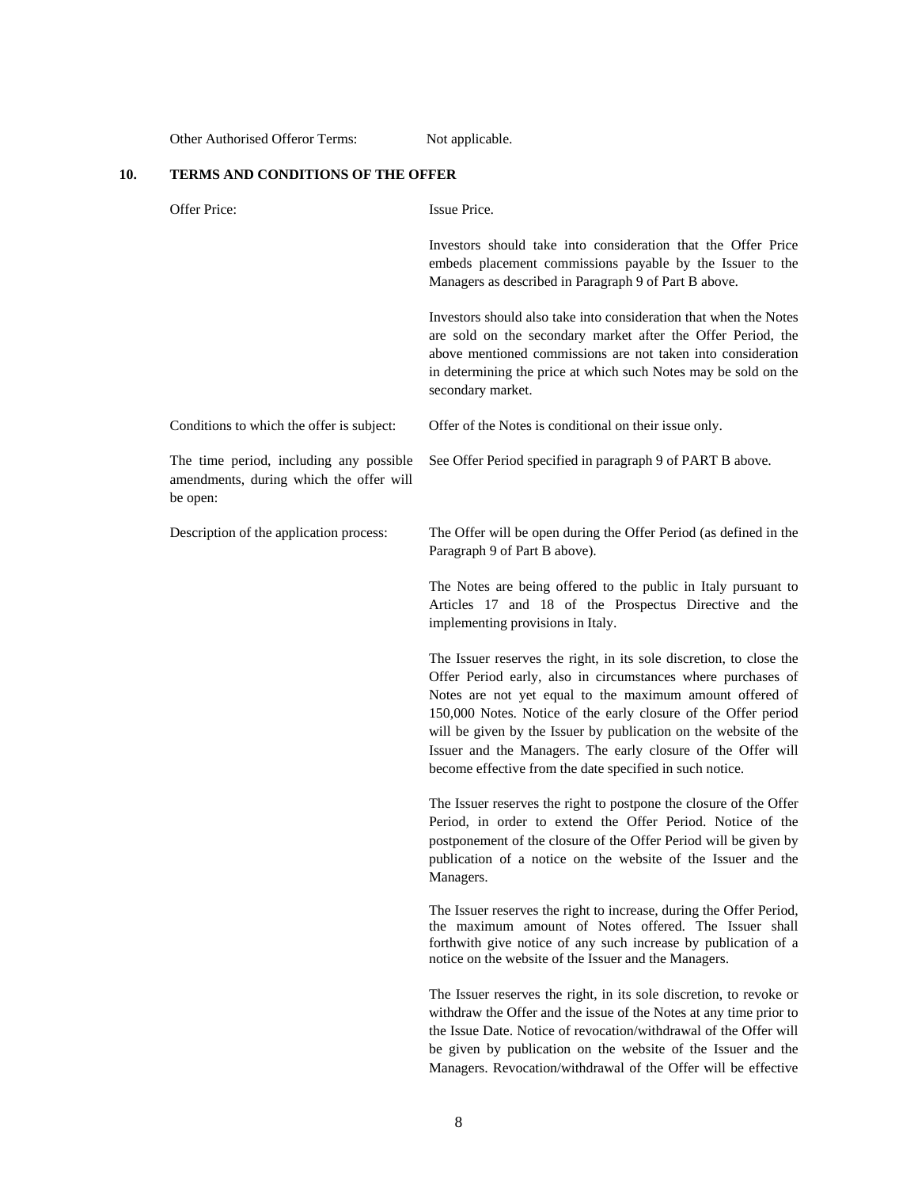| | |
|---|---|
| Other Authorised Offeror Terms: | Not applicable. |

## 10. TERMS AND CONDITIONS OF THE OFFER

| | |
|---|---|
| Offer Price: | Issue Price.<br><br>Investors should take into consideration that the Offer Price embeds placement commissions payable by the Issuer to the Managers as described in Paragraph 9 of Part B above.<br><br>Investors should also take into consideration that when the Notes are sold on the secondary market after the Offer Period, the above mentioned commissions are not taken into consideration in determining the price at which such Notes may be sold on the secondary market. |
| Conditions to which the offer is subject: | Offer of the Notes is conditional on their issue only. |
| The time period, including any possible amendments, during which the offer will be open: | See Offer Period specified in paragraph 9 of PART B above. |
| Description of the application process: | The Offer will be open during the Offer Period (as defined in the Paragraph 9 of Part B above).<br><br>The Notes are being offered to the public in Italy pursuant to Articles 17 and 18 of the Prospectus Directive and the implementing provisions in Italy.<br><br>The Issuer reserves the right, in its sole discretion, to close the Offer Period early, also in circumstances where purchases of Notes are not yet equal to the maximum amount offered of 150,000 Notes. Notice of the early closure of the Offer period will be given by the Issuer by publication on the website of the Issuer and the Managers. The early closure of the Offer will become effective from the date specified in such notice.<br><br>The Issuer reserves the right to postpone the closure of the Offer Period, in order to extend the Offer Period. Notice of the postponement of the closure of the Offer Period will be given by publication of a notice on the website of the Issuer and the Managers.<br><br>The Issuer reserves the right to increase, during the Offer Period, the maximum amount of Notes offered. The Issuer shall forthwith give notice of any such increase by publication of a notice on the website of the Issuer and the Managers.<br><br>The Issuer reserves the right, in its sole discretion, to revoke or withdraw the Offer and the issue of the Notes at any time prior to the Issue Date. Notice of revocation/withdrawal of the Offer will be given by publication on the website of the Issuer and the Managers. Revocation/withdrawal of the Offer will be effective |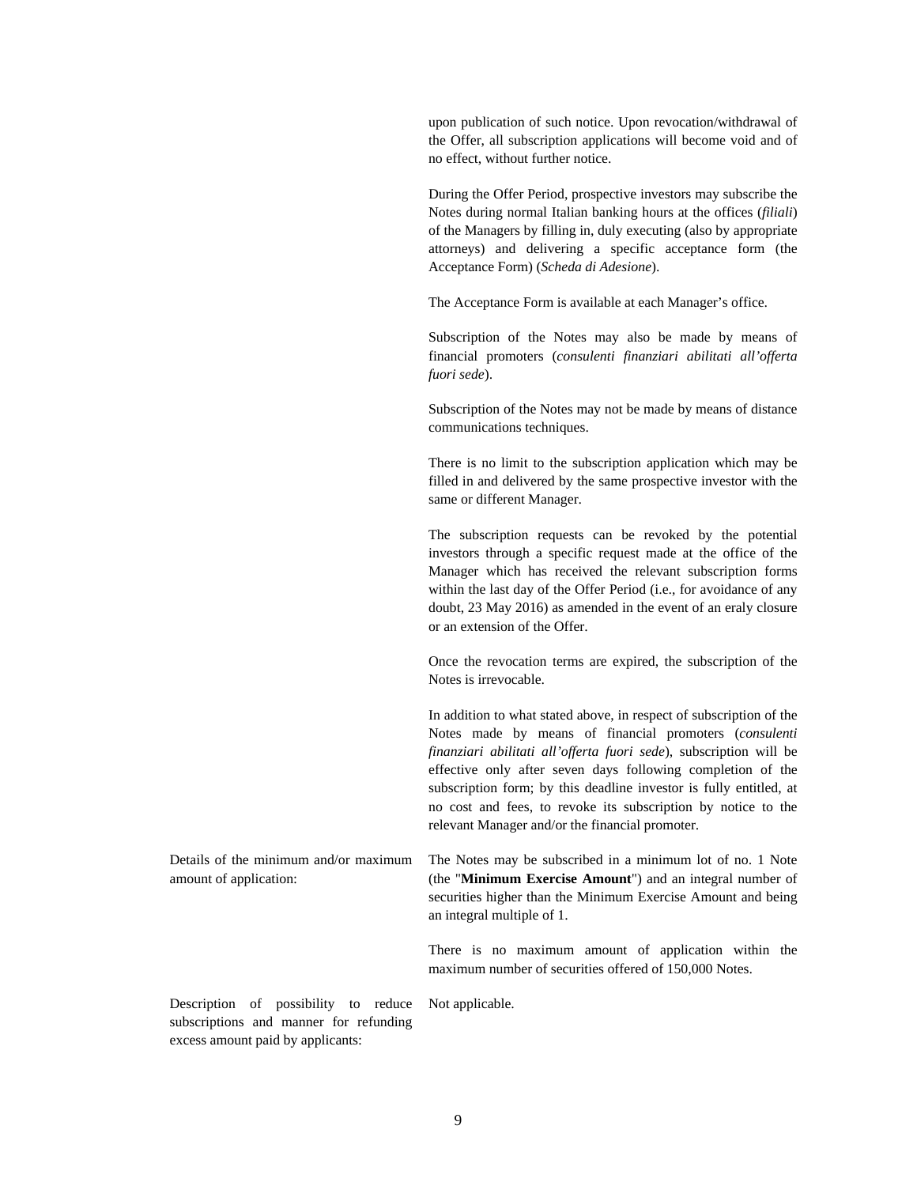| | |
|---|---|
| | upon publication of such notice. Upon revocation/withdrawal of the Offer, all subscription applications will become void and of no effect, without further notice.<br><br>During the Offer Period, prospective investors may subscribe the Notes during normal Italian banking hours at the offices (*filiali*) of the Managers by filling in, duly executing (also by appropriate attorneys) and delivering a specific acceptance form (the Acceptance Form) (*Scheda di Adesione*).<br><br>The Acceptance Form is available at each Manager's office.<br><br>Subscription of the Notes may also be made by means of financial promoters (*consulenti finanziari abilitati all'offerta fuori sede*).<br><br>Subscription of the Notes may not be made by means of distance communications techniques.<br><br>There is no limit to the subscription application which may be filled in and delivered by the same prospective investor with the same or different Manager.<br><br>The subscription requests can be revoked by the potential investors through a specific request made at the office of the Manager which has received the relevant subscription forms within the last day of the Offer Period (i.e., for avoidance of any doubt, 23 May 2016) as amended in the event of an eraly closure or an extension of the Offer.<br><br>Once the revocation terms are expired, the subscription of the Notes is irrevocable.<br><br>In addition to what stated above, in respect of subscription of the Notes made by means of financial promoters (*consulenti finanziari abilitati all'offerta fuori sede*), subscription will be effective only after seven days following completion of the subscription form; by this deadline investor is fully entitled, at no cost and fees, to revoke its subscription by notice to the relevant Manager and/or the financial promoter. |
| Details of the minimum and/or maximum amount of application: | The Notes may be subscribed in a minimum lot of no. 1 Note (the "**Minimum Exercise Amount**") and an integral number of securities higher than the Minimum Exercise Amount and being an integral multiple of 1.<br><br>There is no maximum amount of application within the maximum number of securities offered of 150,000 Notes. |
| Description of possibility to reduce subscriptions and manner for refunding excess amount paid by applicants: | Not applicable. |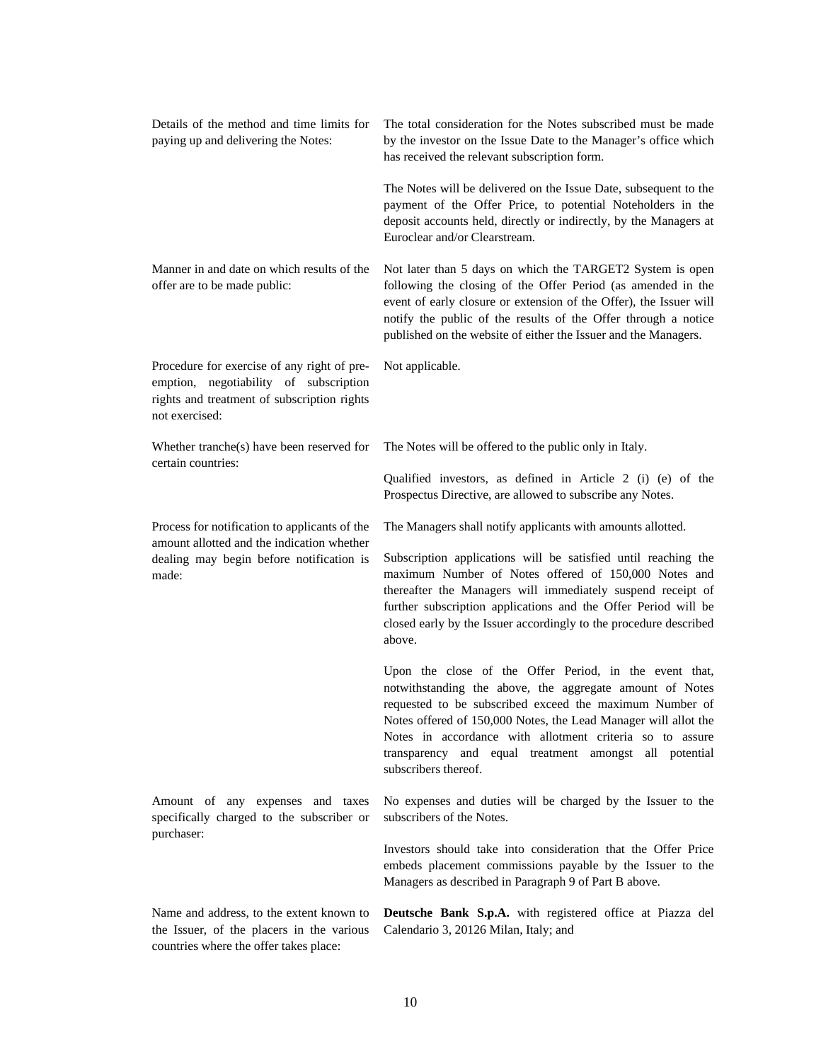| | |
|---|---|
| Details of the method and time limits for paying up and delivering the Notes: | The total consideration for the Notes subscribed must be made by the investor on the Issue Date to the Manager's office which has received the relevant subscription form.<br><br>The Notes will be delivered on the Issue Date, subsequent to the payment of the Offer Price, to potential Noteholders in the deposit accounts held, directly or indirectly, by the Managers at Euroclear and/or Clearstream. |
| Manner in and date on which results of the offer are to be made public: | Not later than 5 days on which the TARGET2 System is open following the closing of the Offer Period (as amended in the event of early closure or extension of the Offer), the Issuer will notify the public of the results of the Offer through a notice published on the website of either the Issuer and the Managers. |
| Procedure for exercise of any right of pre-emption, negotiability of subscription rights and treatment of subscription rights not exercised: | Not applicable. |
| Whether tranche(s) have been reserved for certain countries: | The Notes will be offered to the public only in Italy.<br><br>Qualified investors, as defined in Article 2 (i) (e) of the Prospectus Directive, are allowed to subscribe any Notes. |
| Process for notification to applicants of the amount allotted and the indication whether dealing may begin before notification is made: | The Managers shall notify applicants with amounts allotted.<br><br>Subscription applications will be satisfied until reaching the maximum Number of Notes offered of 150,000 Notes and thereafter the Managers will immediately suspend receipt of further subscription applications and the Offer Period will be closed early by the Issuer accordingly to the procedure described above.<br><br>Upon the close of the Offer Period, in the event that, notwithstanding the above, the aggregate amount of Notes requested to be subscribed exceed the maximum Number of Notes offered of 150,000 Notes, the Lead Manager will allot the Notes in accordance with allotment criteria so to assure transparency and equal treatment amongst all potential subscribers thereof. |
| Amount of any expenses and taxes specifically charged to the subscriber or purchaser: | No expenses and duties will be charged by the Issuer to the subscribers of the Notes.<br><br>Investors should take into consideration that the Offer Price embeds placement commissions payable by the Issuer to the Managers as described in Paragraph 9 of Part B above. |
| Name and address, to the extent known to the Issuer, of the placers in the various countries where the offer takes place: | **Deutsche Bank S.p.A.** with registered office at Piazza del Calendario 3, 20126 Milan, Italy; and |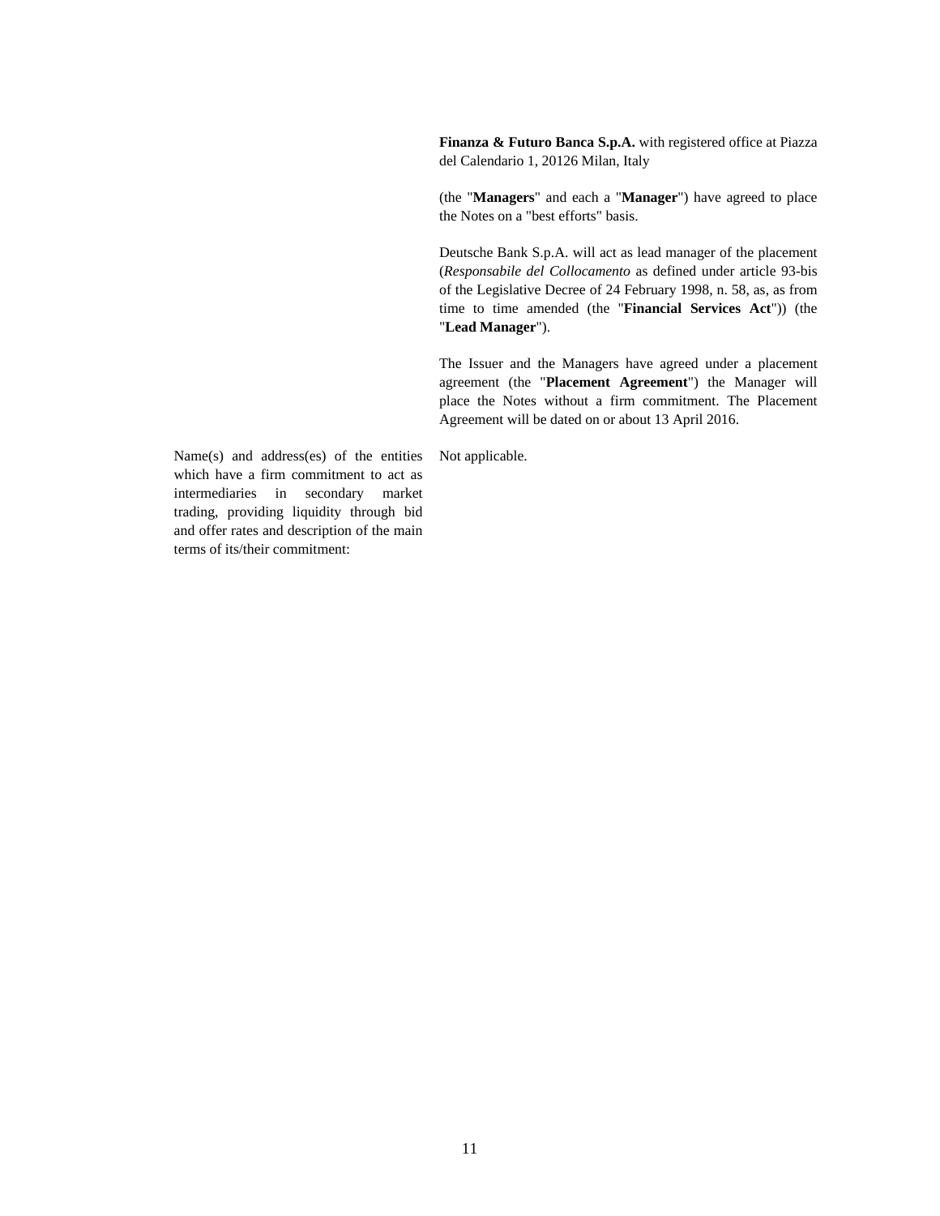|  |  |
|---|---|
|  | **Finanza & Futuro Banca S.p.A.** with registered office at Piazza del Calendario 1, 20126 Milan, Italy<br><br>(the "**Managers**" and each a "**Manager**") have agreed to place the Notes on a "best efforts" basis.<br><br>Deutsche Bank S.p.A. will act as lead manager of the placement (*Responsabile del Collocamento* as defined under article 93-bis of the Legislative Decree of 24 February 1998, n. 58, as, as from time to time amended (the "**Financial Services Act**")) (the "**Lead Manager**").<br><br>The Issuer and the Managers have agreed under a placement agreement (the "**Placement Agreement**") the Manager will place the Notes without a firm commitment. The Placement Agreement will be dated on or about 13 April 2016. |
| Name(s) and address(es) of the entities which have a firm commitment to act as intermediaries in secondary market trading, providing liquidity through bid and offer rates and description of the main terms of its/their commitment: | Not applicable. |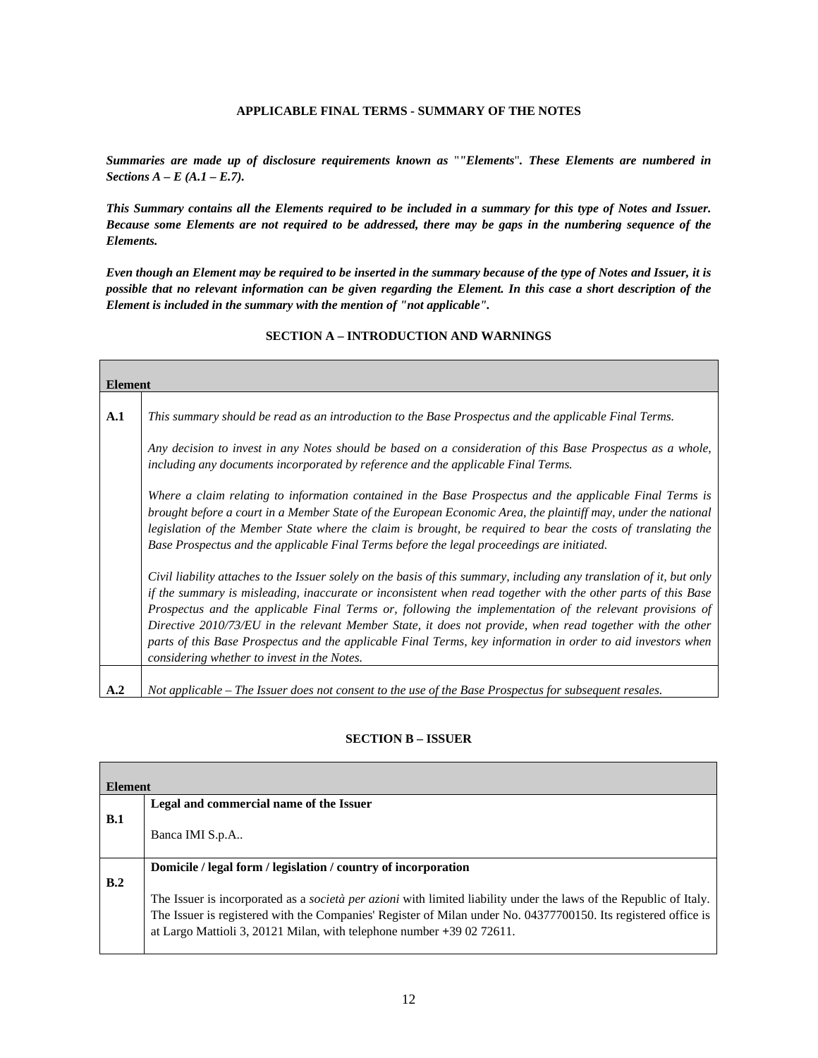**APPLICABLE FINAL TERMS - SUMMARY OF THE NOTES**

***Summaries are made up of disclosure requirements known as "*"Elements"*. These Elements are numbered in Sections A – E (A.1 – E.7).***

***This Summary contains all the Elements required to be included in a summary for this type of Notes and Issuer. Because some Elements are not required to be addressed, there may be gaps in the numbering sequence of the Elements.***

***Even though an Element may be required to be inserted in the summary because of the type of Notes and Issuer, it is possible that no relevant information can be given regarding the Element. In this case a short description of the Element is included in the summary with the mention of "not applicable".***

## SECTION A – INTRODUCTION AND WARNINGS

| **Element** | |
|---|---|
| **A.1** | *This summary should be read as an introduction to the Base Prospectus and the applicable Final Terms.*<br><br>*Any decision to invest in any Notes should be based on a consideration of this Base Prospectus as a whole, including any documents incorporated by reference and the applicable Final Terms.*<br><br>*Where a claim relating to information contained in the Base Prospectus and the applicable Final Terms is brought before a court in a Member State of the European Economic Area, the plaintiff may, under the national legislation of the Member State where the claim is brought, be required to bear the costs of translating the Base Prospectus and the applicable Final Terms before the legal proceedings are initiated.*<br><br>*Civil liability attaches to the Issuer solely on the basis of this summary, including any translation of it, but only if the summary is misleading, inaccurate or inconsistent when read together with the other parts of this Base Prospectus and the applicable Final Terms or, following the implementation of the relevant provisions of Directive 2010/73/EU in the relevant Member State, it does not provide, when read together with the other parts of this Base Prospectus and the applicable Final Terms, key information in order to aid investors when considering whether to invest in the Notes.* |
| **A.2** | *Not applicable – The Issuer does not consent to the use of the Base Prospectus for subsequent resales.* |

## SECTION B – ISSUER

| **Element** | |
|---|---|
| **B.1** | **Legal and commercial name of the Issuer**<br><br>Banca IMI S.p.A.. |
| **B.2** | **Domicile / legal form / legislation / country of incorporation**<br><br>The Issuer is incorporated as a *società per azioni* with limited liability under the laws of the Republic of Italy. The Issuer is registered with the Companies' Register of Milan under No. 04377700150. Its registered office is at Largo Mattioli 3, 20121 Milan, with telephone number +39 02 72611. |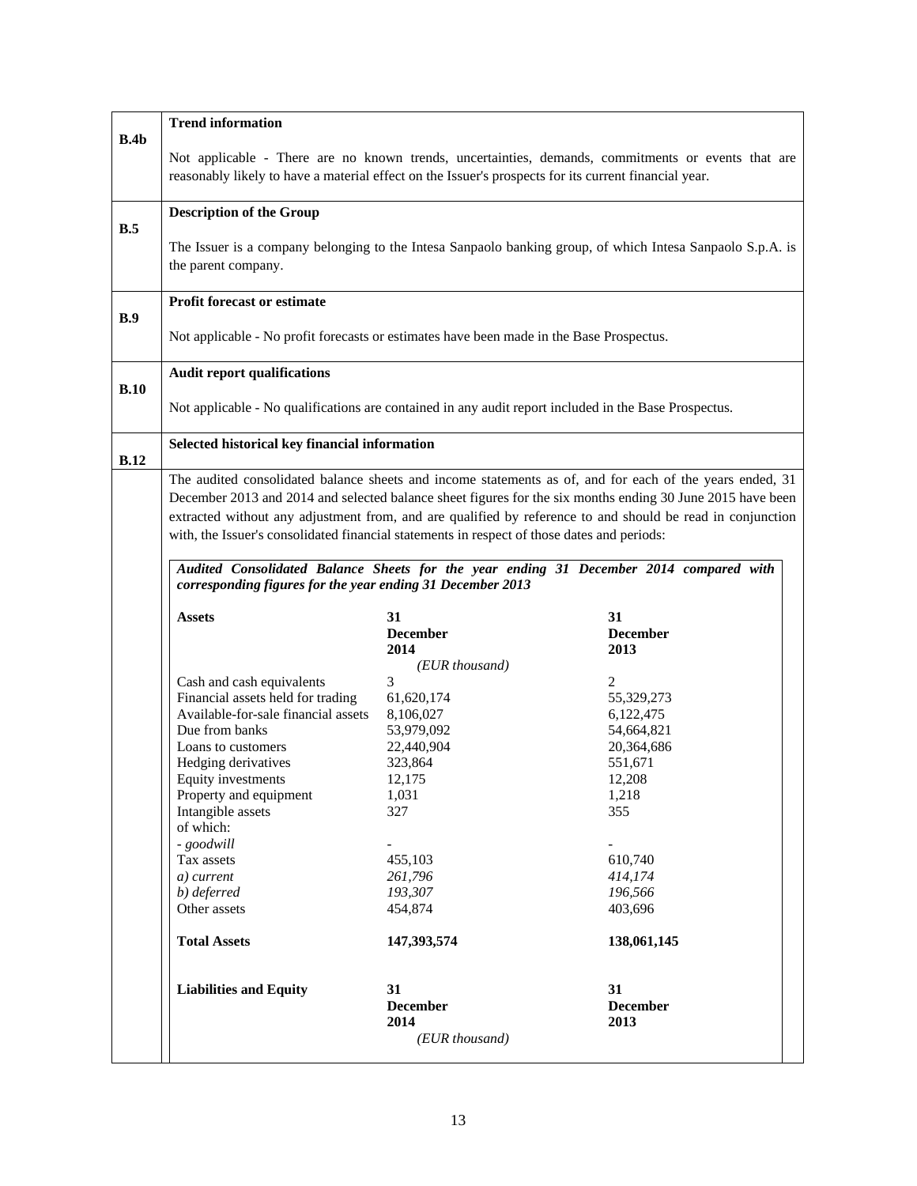| | |
|---|---|
| **B.4b** | **Trend information**<br><br>Not applicable - There are no known trends, uncertainties, demands, commitments or events that are reasonably likely to have a material effect on the Issuer's prospects for its current financial year. |
| **B.5** | **Description of the Group**<br><br>The Issuer is a company belonging to the Intesa Sanpaolo banking group, of which Intesa Sanpaolo S.p.A. is the parent company. |
| **B.9** | **Profit forecast or estimate**<br><br>Not applicable - No profit forecasts or estimates have been made in the Base Prospectus. |
| **B.10** | **Audit report qualifications**<br><br>Not applicable - No qualifications are contained in any audit report included in the Base Prospectus. |
| **B.12** | **Selected historical key financial information** |
| | The audited consolidated balance sheets and income statements as of, and for each of the years ended, 31 December 2013 and 2014 and selected balance sheet figures for the six months ending 30 June 2015 have been extracted without any adjustment from, and are qualified by reference to and should be read in conjunction with, the Issuer's consolidated financial statements in respect of those dates and periods: |

***Audited Consolidated Balance Sheets for the year ending 31 December 2014 compared with corresponding figures for the year ending 31 December 2013***

| **Assets** | **31 December 2014** | **31 December 2013** |
|---|---|---|
| | *(EUR thousand)* | |
| Cash and cash equivalents | 3 | 2 |
| Financial assets held for trading | 61,620,174 | 55,329,273 |
| Available-for-sale financial assets | 8,106,027 | 6,122,475 |
| Due from banks | 53,979,092 | 54,664,821 |
| Loans to customers | 22,440,904 | 20,364,686 |
| Hedging derivatives | 323,864 | 551,671 |
| Equity investments | 12,175 | 12,208 |
| Property and equipment | 1,031 | 1,218 |
| Intangible assets | 327 | 355 |
| of which: | | |
| *- goodwill* | - | - |
| Tax assets | 455,103 | 610,740 |
| *a) current* | *261,796* | *414,174* |
| *b) deferred* | *193,307* | *196,566* |
| Other assets | 454,874 | 403,696 |
| **Total Assets** | **147,393,574** | **138,061,145** |

| **Liabilities and Equity** | **31 December 2014** | **31 December 2013** |
|---|---|---|
| | *(EUR thousand)* | |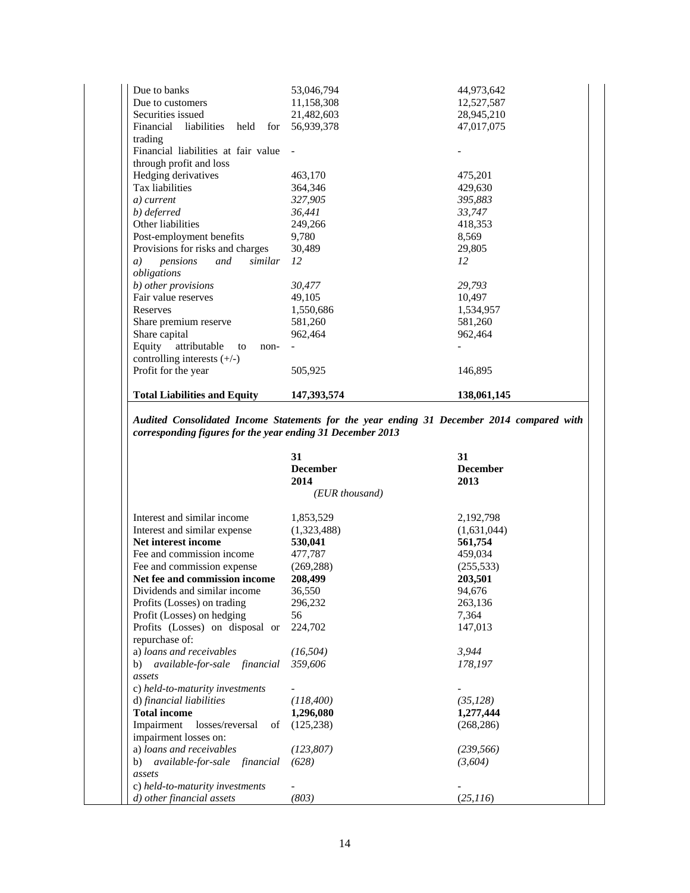| | | |
|---|---|---|
| Due to banks | 53,046,794 | 44,973,642 |
| Due to customers | 11,158,308 | 12,527,587 |
| Securities issued | 21,482,603 | 28,945,210 |
| Financial liabilities held for trading | 56,939,378 | 47,017,075 |
| Financial liabilities at fair value through profit and loss | - | - |
| Hedging derivatives | 463,170 | 475,201 |
| Tax liabilities | 364,346 | 429,630 |
| *a) current* | *327,905* | *395,883* |
| *b) deferred* | *36,441* | *33,747* |
| Other liabilities | 249,266 | 418,353 |
| Post-employment benefits | 9,780 | 8,569 |
| Provisions for risks and charges | 30,489 | 29,805 |
| *a) pensions and similar obligations* | *12* | *12* |
| *b) other provisions* | *30,477* | *29,793* |
| Fair value reserves | 49,105 | 10,497 |
| Reserves | 1,550,686 | 1,534,957 |
| Share premium reserve | 581,260 | 581,260 |
| Share capital | 962,464 | 962,464 |
| Equity attributable to non-controlling interests (+/-) | - | - |
| Profit for the year | 505,925 | 146,895 |
| **Total Liabilities and Equity** | **147,393,574** | **138,061,145** |

***Audited Consolidated Income Statements for the year ending 31 December 2014 compared with corresponding figures for the year ending 31 December 2013***

| | **31 December 2014** | **31 December 2013** |
|---|---|---|
| | *(EUR thousand)* | |
| Interest and similar income | 1,853,529 | 2,192,798 |
| Interest and similar expense | (1,323,488) | (1,631,044) |
| **Net interest income** | **530,041** | **561,754** |
| Fee and commission income | 477,787 | 459,034 |
| Fee and commission expense | (269,288) | (255,533) |
| **Net fee and commission income** | **208,499** | **203,501** |
| Dividends and similar income | 36,550 | 94,676 |
| Profits (Losses) on trading | 296,232 | 263,136 |
| Profit (Losses) on hedging | 56 | 7,364 |
| Profits (Losses) on disposal or repurchase of: | 224,702 | 147,013 |
| a) *loans and receivables* | *(16,504)* | *3,944* |
| b) *available-for-sale financial assets* | *359,606* | *178,197* |
| c) *held-to-maturity investments* | - | - |
| d) *financial liabilities* | *(118,400)* | *(35,128)* |
| **Total income** | **1,296,080** | **1,277,444** |
| Impairment losses/reversal of impairment losses on: | (125,238) | (268,286) |
| a) *loans and receivables* | *(123,807)* | *(239,566)* |
| b) *available-for-sale financial assets* | *(628)* | *(3,604)* |
| c) *held-to-maturity investments* | - | - |
| *d) other financial assets* | *(803)* | *(25,116)* |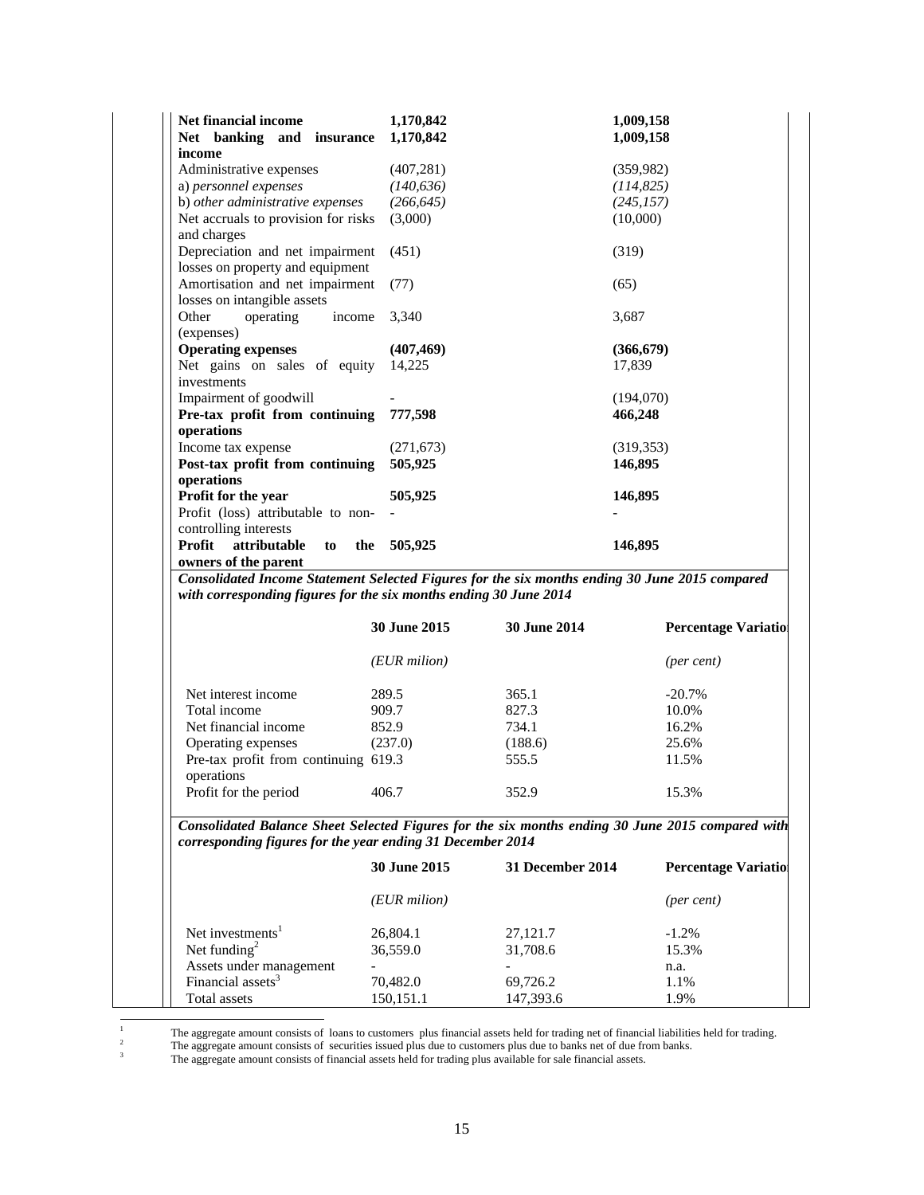| | | |
|---|---|---|
| **Net financial income** | **1,170,842** | **1,009,158** |
| **Net banking and insurance income** | **1,170,842** | **1,009,158** |
| Administrative expenses | (407,281) | (359,982) |
| a) *personnel expenses* | *(140,636)* | *(114,825)* |
| b) *other administrative expenses* | *(266,645)* | *(245,157)* |
| Net accruals to provision for risks and charges | (3,000) | (10,000) |
| Depreciation and net impairment losses on property and equipment | (451) | (319) |
| Amortisation and net impairment losses on intangible assets | (77) | (65) |
| Other operating income (expenses) | 3,340 | 3,687 |
| **Operating expenses** | **(407,469)** | **(366,679)** |
| Net gains on sales of equity investments | 14,225 | 17,839 |
| Impairment of goodwill | - | (194,070) |
| **Pre-tax profit from continuing operations** | **777,598** | **466,248** |
| Income tax expense | (271,673) | (319,353) |
| **Post-tax profit from continuing operations** | **505,925** | **146,895** |
| **Profit for the year** | **505,925** | **146,895** |
| Profit (loss) attributable to non-controlling interests | - | - |
| **Profit attributable to the owners of the parent** | **505,925** | **146,895** |

***Consolidated Income Statement Selected Figures for the six months ending 30 June 2015 compared with corresponding figures for the six months ending 30 June 2014***

| | **30 June 2015** | **30 June 2014** | **Percentage Variation** |
|---|---|---|---|
| | *(EUR milion)* | | *(per cent)* |
| Net interest income | 289.5 | 365.1 | -20.7% |
| Total income | 909.7 | 827.3 | 10.0% |
| Net financial income | 852.9 | 734.1 | 16.2% |
| Operating expenses | (237.0) | (188.6) | 25.6% |
| Pre-tax profit from continuing operations | 619.3 | 555.5 | 11.5% |
| Profit for the period | 406.7 | 352.9 | 15.3% |

***Consolidated Balance Sheet Selected Figures for the six months ending 30 June 2015 compared with corresponding figures for the year ending 31 December 2014***

| | **30 June 2015** | **31 December 2014** | **Percentage Variation** |
|---|---|---|---|
| | *(EUR milion)* | | *(per cent)* |
| Net investments[1] | 26,804.1 | 27,121.7 | -1.2% |
| Net funding[2] | 36,559.0 | 31,708.6 | 15.3% |
| Assets under management | - | - | n.a. |
| Financial assets[3] | 70,482.0 | 69,726.2 | 1.1% |
| Total assets | 150,151.1 | 147,393.6 | 1.9% |

[1] The aggregate amount consists of loans to customers plus financial assets held for trading net of financial liabilities held for trading.

[2] The aggregate amount consists of securities issued plus due to customers plus due to banks net of due from banks.

[3] The aggregate amount consists of financial assets held for trading plus available for sale financial assets.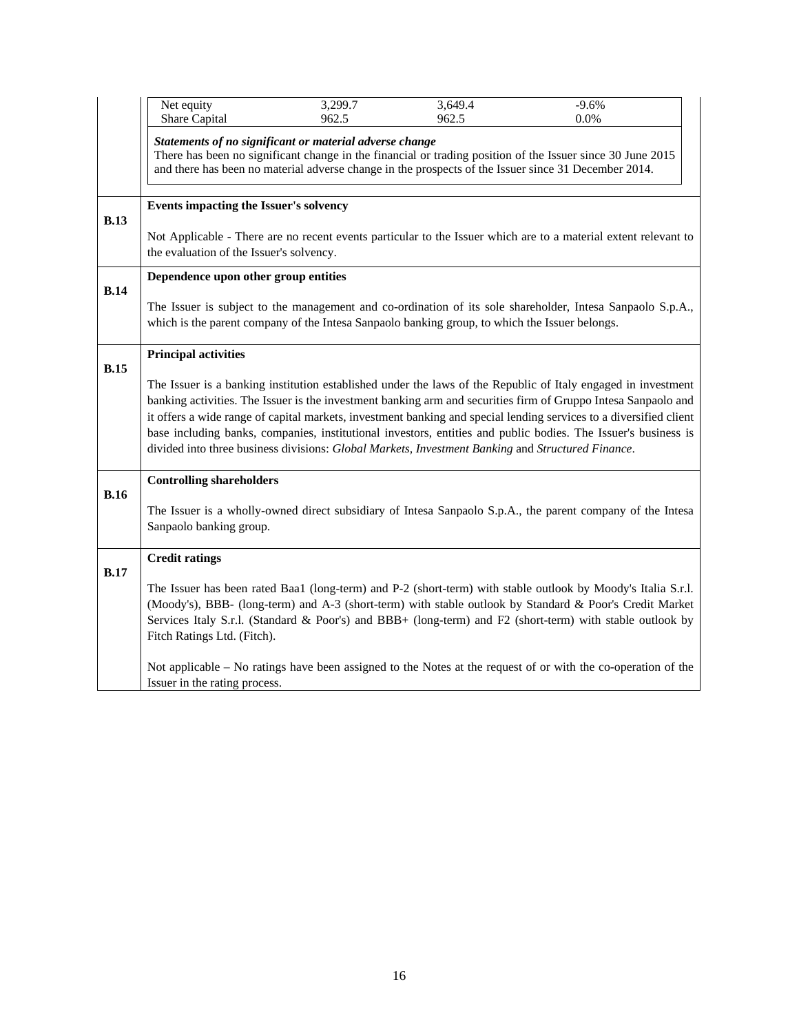| | | | |
|---|---|---|---|
| Net equity | 3,299.7 | 3,649.4 | -9.6% |
| Share Capital | 962.5 | 962.5 | 0.0% |

***Statements of no significant or material adverse change***

There has been no significant change in the financial or trading position of the Issuer since 30 June 2015 and there has been no material adverse change in the prospects of the Issuer since 31 December 2014.

| | |
|---|---|
| **B.13** | **Events impacting the Issuer's solvency**<br><br>Not Applicable - There are no recent events particular to the Issuer which are to a material extent relevant to the evaluation of the Issuer's solvency. |
| **B.14** | **Dependence upon other group entities**<br><br>The Issuer is subject to the management and co-ordination of its sole shareholder, Intesa Sanpaolo S.p.A., which is the parent company of the Intesa Sanpaolo banking group, to which the Issuer belongs. |
| **B.15** | **Principal activities**<br><br>The Issuer is a banking institution established under the laws of the Republic of Italy engaged in investment banking activities. The Issuer is the investment banking arm and securities firm of Gruppo Intesa Sanpaolo and it offers a wide range of capital markets, investment banking and special lending services to a diversified client base including banks, companies, institutional investors, entities and public bodies. The Issuer's business is divided into three business divisions: *Global Markets*, *Investment Banking* and *Structured Finance*. |
| **B.16** | **Controlling shareholders**<br><br>The Issuer is a wholly-owned direct subsidiary of Intesa Sanpaolo S.p.A., the parent company of the Intesa Sanpaolo banking group. |
| **B.17** | **Credit ratings**<br><br>The Issuer has been rated Baa1 (long-term) and P-2 (short-term) with stable outlook by Moody's Italia S.r.l. (Moody's), BBB- (long-term) and A-3 (short-term) with stable outlook by Standard & Poor's Credit Market Services Italy S.r.l. (Standard & Poor's) and BBB+ (long-term) and F2 (short-term) with stable outlook by Fitch Ratings Ltd. (Fitch).<br><br>Not applicable – No ratings have been assigned to the Notes at the request of or with the co-operation of the Issuer in the rating process. |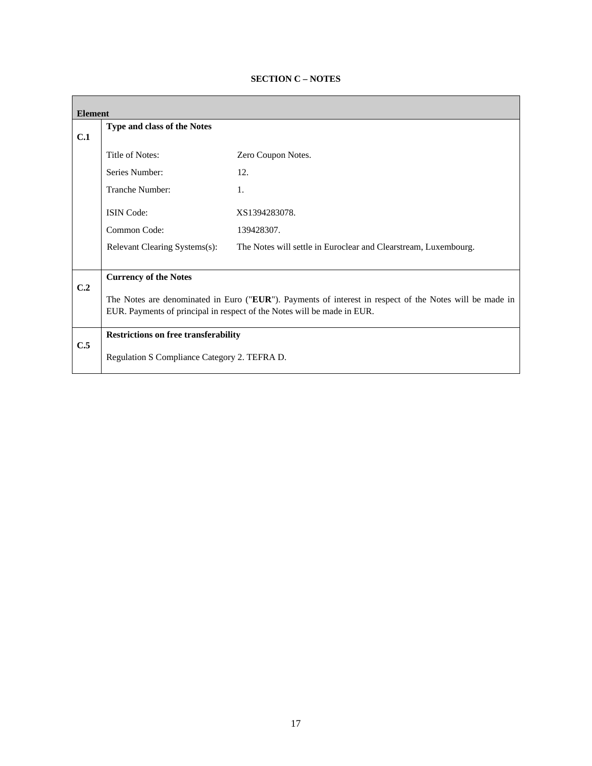**SECTION C – NOTES**

| Element | |
|---|---|
| **C.1** | **Type and class of the Notes**<br><br>Title of Notes: Zero Coupon Notes.<br>Series Number: 12.<br>Tranche Number: 1.<br>ISIN Code: XS1394283078.<br>Common Code: 139428307.<br>Relevant Clearing Systems(s): The Notes will settle in Euroclear and Clearstream, Luxembourg. |
| **C.2** | **Currency of the Notes**<br><br>The Notes are denominated in Euro ("**EUR**"). Payments of interest in respect of the Notes will be made in EUR. Payments of principal in respect of the Notes will be made in EUR. |
| **C.5** | **Restrictions on free transferability**<br><br>Regulation S Compliance Category 2. TEFRA D. |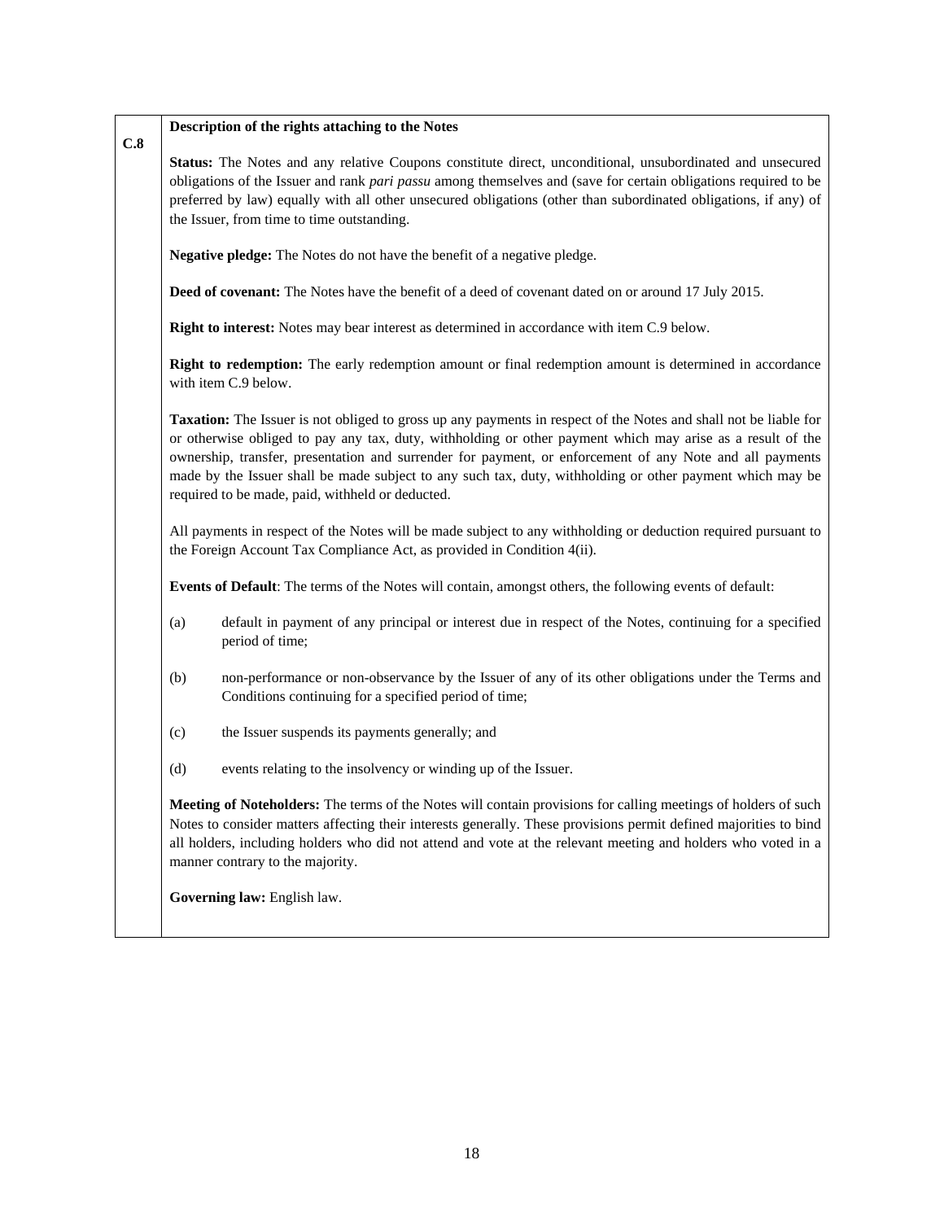| C.8 | **Description of the rights attaching to the Notes** |
|---|---|

**C.8**

**Description of the rights attaching to the Notes**

**Status:** The Notes and any relative Coupons constitute direct, unconditional, unsubordinated and unsecured obligations of the Issuer and rank *pari passu* among themselves and (save for certain obligations required to be preferred by law) equally with all other unsecured obligations (other than subordinated obligations, if any) of the Issuer, from time to time outstanding.

**Negative pledge:** The Notes do not have the benefit of a negative pledge.

**Deed of covenant:** The Notes have the benefit of a deed of covenant dated on or around 17 July 2015.

**Right to interest:** Notes may bear interest as determined in accordance with item C.9 below.

**Right to redemption:** The early redemption amount or final redemption amount is determined in accordance with item C.9 below.

**Taxation:** The Issuer is not obliged to gross up any payments in respect of the Notes and shall not be liable for or otherwise obliged to pay any tax, duty, withholding or other payment which may arise as a result of the ownership, transfer, presentation and surrender for payment, or enforcement of any Note and all payments made by the Issuer shall be made subject to any such tax, duty, withholding or other payment which may be required to be made, paid, withheld or deducted.

All payments in respect of the Notes will be made subject to any withholding or deduction required pursuant to the Foreign Account Tax Compliance Act, as provided in Condition 4(ii).

**Events of Default**: The terms of the Notes will contain, amongst others, the following events of default:

(a) default in payment of any principal or interest due in respect of the Notes, continuing for a specified period of time;

(b) non-performance or non-observance by the Issuer of any of its other obligations under the Terms and Conditions continuing for a specified period of time;

(c) the Issuer suspends its payments generally; and

(d) events relating to the insolvency or winding up of the Issuer.

**Meeting of Noteholders:** The terms of the Notes will contain provisions for calling meetings of holders of such Notes to consider matters affecting their interests generally. These provisions permit defined majorities to bind all holders, including holders who did not attend and vote at the relevant meeting and holders who voted in a manner contrary to the majority.

**Governing law:** English law.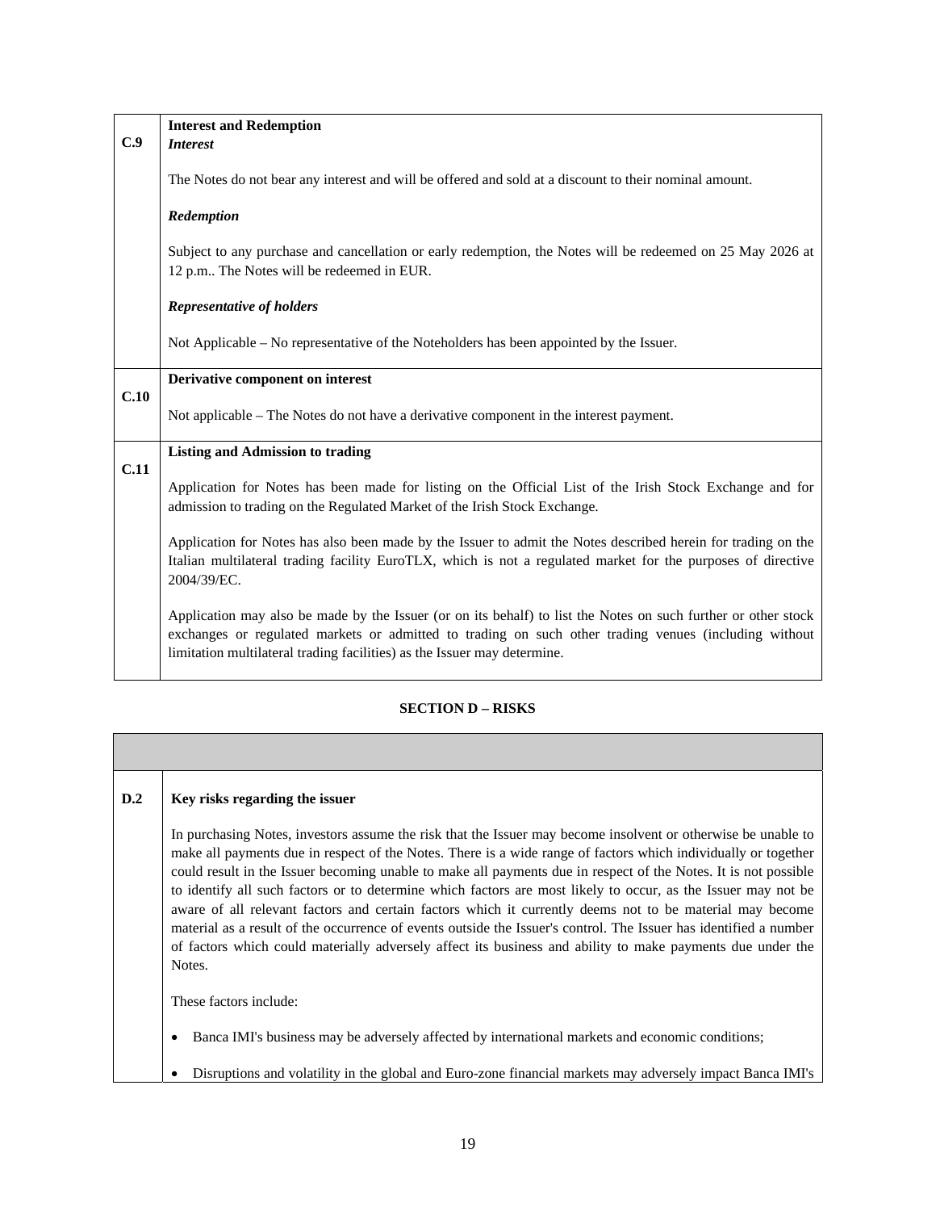| | |
|---|---|
| **C.9** | **Interest and Redemption**<br>***Interest***<br><br>The Notes do not bear any interest and will be offered and sold at a discount to their nominal amount.<br><br>***Redemption***<br><br>Subject to any purchase and cancellation or early redemption, the Notes will be redeemed on 25 May 2026 at 12 p.m.. The Notes will be redeemed in EUR.<br><br>***Representative of holders***<br><br>Not Applicable – No representative of the Noteholders has been appointed by the Issuer. |
| **C.10** | **Derivative component on interest**<br><br>Not applicable – The Notes do not have a derivative component in the interest payment. |
| **C.11** | **Listing and Admission to trading**<br><br>Application for Notes has been made for listing on the Official List of the Irish Stock Exchange and for admission to trading on the Regulated Market of the Irish Stock Exchange.<br><br>Application for Notes has also been made by the Issuer to admit the Notes described herein for trading on the Italian multilateral trading facility EuroTLX, which is not a regulated market for the purposes of directive 2004/39/EC.<br><br>Application may also be made by the Issuer (or on its behalf) to list the Notes on such further or other stock exchanges or regulated markets or admitted to trading on such other trading venues (including without limitation multilateral trading facilities) as the Issuer may determine. |

**SECTION D – RISKS**

| | |
|---|---|
| | |
| **D.2** | **Key risks regarding the issuer**<br><br>In purchasing Notes, investors assume the risk that the Issuer may become insolvent or otherwise be unable to make all payments due in respect of the Notes. There is a wide range of factors which individually or together could result in the Issuer becoming unable to make all payments due in respect of the Notes. It is not possible to identify all such factors or to determine which factors are most likely to occur, as the Issuer may not be aware of all relevant factors and certain factors which it currently deems not to be material may become material as a result of the occurrence of events outside the Issuer's control. The Issuer has identified a number of factors which could materially adversely affect its business and ability to make payments due under the Notes.<br><br>These factors include:<br><br>• Banca IMI's business may be adversely affected by international markets and economic conditions;<br><br>• Disruptions and volatility in the global and Euro-zone financial markets may adversely impact Banca IMI's |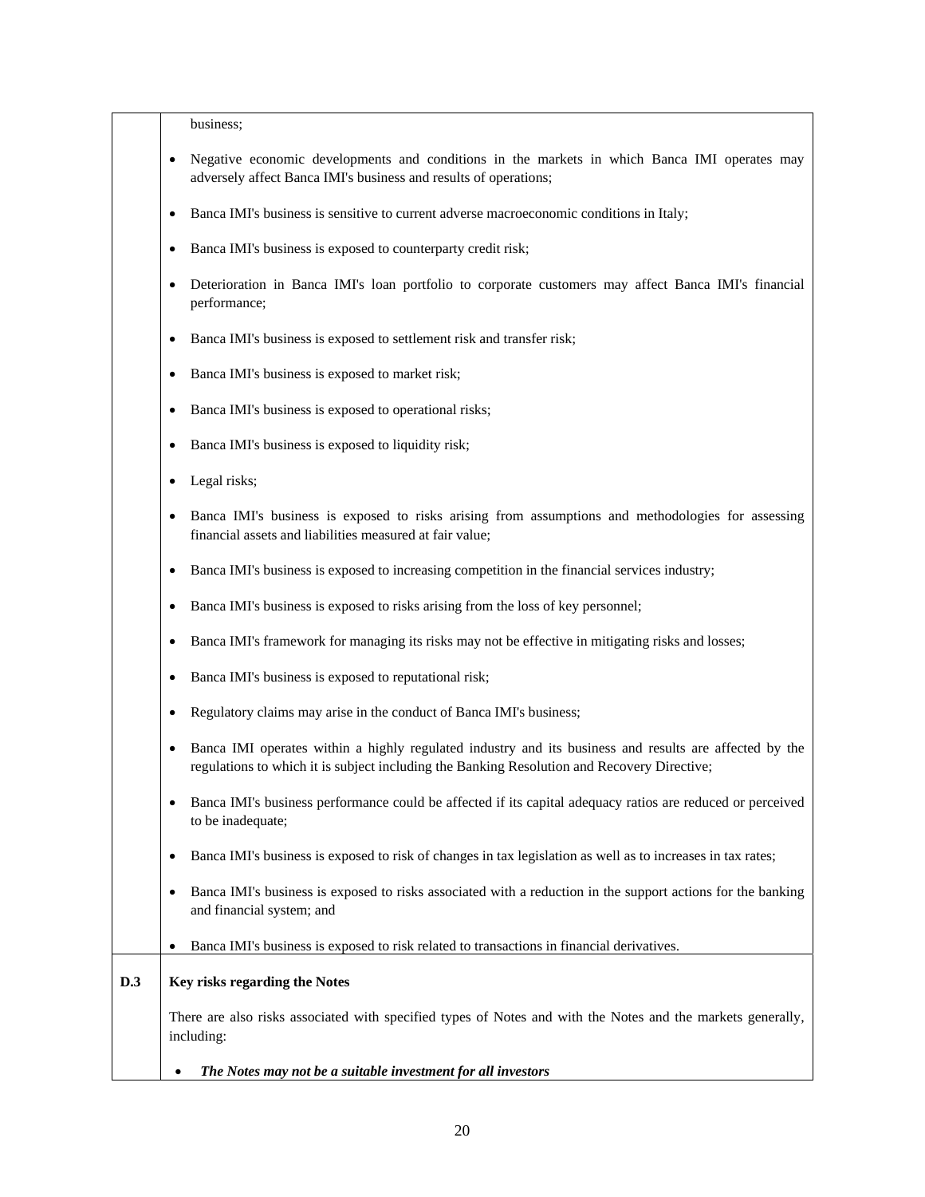| | |
|---|---|
| | business;<br><br>• Negative economic developments and conditions in the markets in which Banca IMI operates may adversely affect Banca IMI's business and results of operations;<br><br>• Banca IMI's business is sensitive to current adverse macroeconomic conditions in Italy;<br><br>• Banca IMI's business is exposed to counterparty credit risk;<br><br>• Deterioration in Banca IMI's loan portfolio to corporate customers may affect Banca IMI's financial performance;<br><br>• Banca IMI's business is exposed to settlement risk and transfer risk;<br><br>• Banca IMI's business is exposed to market risk;<br><br>• Banca IMI's business is exposed to operational risks;<br><br>• Banca IMI's business is exposed to liquidity risk;<br><br>• Legal risks;<br><br>• Banca IMI's business is exposed to risks arising from assumptions and methodologies for assessing financial assets and liabilities measured at fair value;<br><br>• Banca IMI's business is exposed to increasing competition in the financial services industry;<br><br>• Banca IMI's business is exposed to risks arising from the loss of key personnel;<br><br>• Banca IMI's framework for managing its risks may not be effective in mitigating risks and losses;<br><br>• Banca IMI's business is exposed to reputational risk;<br><br>• Regulatory claims may arise in the conduct of Banca IMI's business;<br><br>• Banca IMI operates within a highly regulated industry and its business and results are affected by the regulations to which it is subject including the Banking Resolution and Recovery Directive;<br><br>• Banca IMI's business performance could be affected if its capital adequacy ratios are reduced or perceived to be inadequate;<br><br>• Banca IMI's business is exposed to risk of changes in tax legislation as well as to increases in tax rates;<br><br>• Banca IMI's business is exposed to risks associated with a reduction in the support actions for the banking and financial system; and<br><br>• Banca IMI's business is exposed to risk related to transactions in financial derivatives. |
| **D.3** | **Key risks regarding the Notes**<br><br>There are also risks associated with specified types of Notes and with the Notes and the markets generally, including:<br><br>• ***The Notes may not be a suitable investment for all investors*** |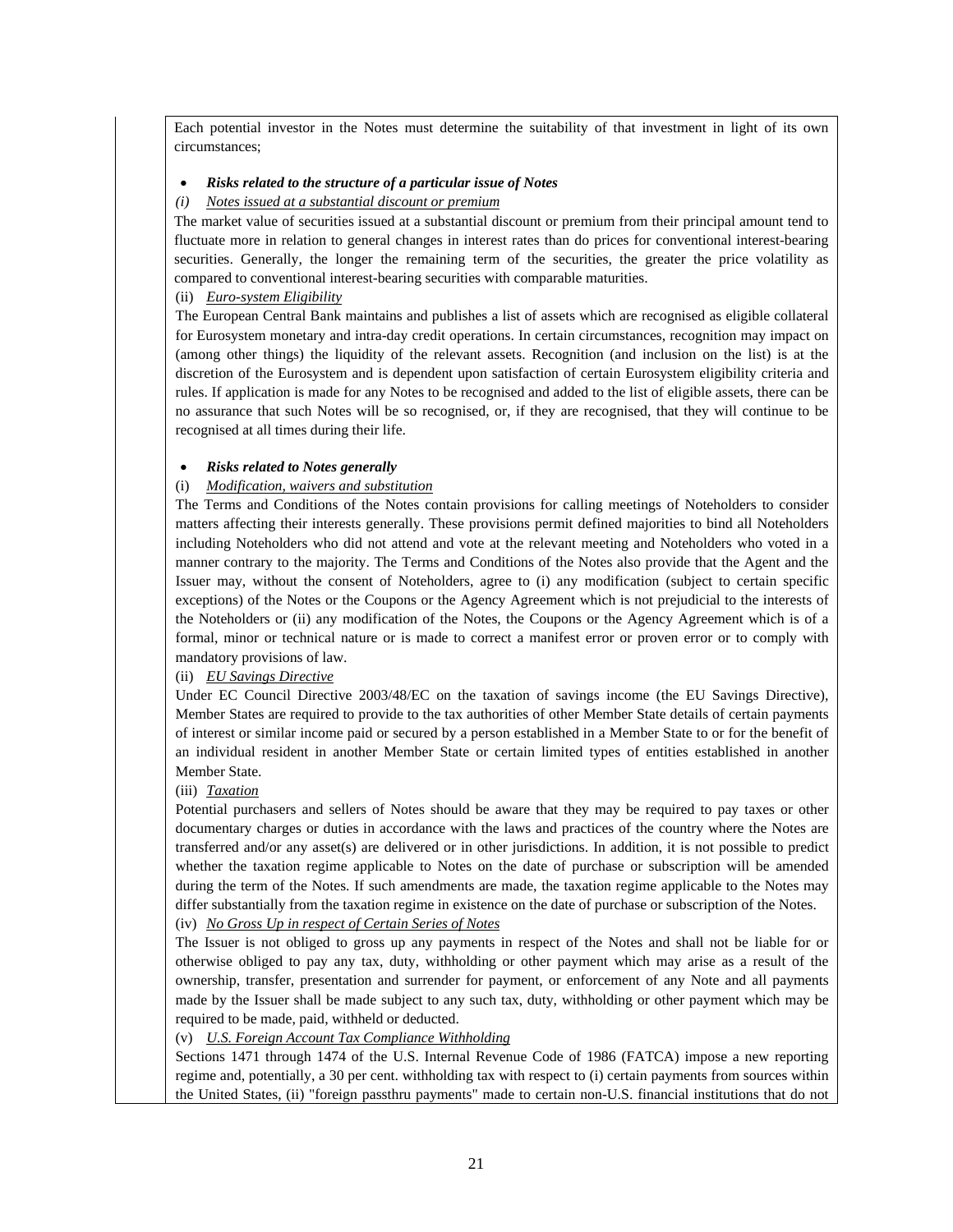Each potential investor in the Notes must determine the suitability of that investment in light of its own circumstances;

- ***Risks related to the structure of a particular issue of Notes***

*(i)* *Notes issued at a substantial discount or premium*

The market value of securities issued at a substantial discount or premium from their principal amount tend to fluctuate more in relation to general changes in interest rates than do prices for conventional interest-bearing securities. Generally, the longer the remaining term of the securities, the greater the price volatility as compared to conventional interest-bearing securities with comparable maturities.

(ii) *Euro-system Eligibility*

The European Central Bank maintains and publishes a list of assets which are recognised as eligible collateral for Eurosystem monetary and intra-day credit operations. In certain circumstances, recognition may impact on (among other things) the liquidity of the relevant assets. Recognition (and inclusion on the list) is at the discretion of the Eurosystem and is dependent upon satisfaction of certain Eurosystem eligibility criteria and rules. If application is made for any Notes to be recognised and added to the list of eligible assets, there can be no assurance that such Notes will be so recognised, or, if they are recognised, that they will continue to be recognised at all times during their life.

- ***Risks related to Notes generally***

(i) *Modification, waivers and substitution*

The Terms and Conditions of the Notes contain provisions for calling meetings of Noteholders to consider matters affecting their interests generally. These provisions permit defined majorities to bind all Noteholders including Noteholders who did not attend and vote at the relevant meeting and Noteholders who voted in a manner contrary to the majority. The Terms and Conditions of the Notes also provide that the Agent and the Issuer may, without the consent of Noteholders, agree to (i) any modification (subject to certain specific exceptions) of the Notes or the Coupons or the Agency Agreement which is not prejudicial to the interests of the Noteholders or (ii) any modification of the Notes, the Coupons or the Agency Agreement which is of a formal, minor or technical nature or is made to correct a manifest error or proven error or to comply with mandatory provisions of law.

(ii) *EU Savings Directive*

Under EC Council Directive 2003/48/EC on the taxation of savings income (the EU Savings Directive), Member States are required to provide to the tax authorities of other Member State details of certain payments of interest or similar income paid or secured by a person established in a Member State to or for the benefit of an individual resident in another Member State or certain limited types of entities established in another Member State.

(iii) *Taxation*

Potential purchasers and sellers of Notes should be aware that they may be required to pay taxes or other documentary charges or duties in accordance with the laws and practices of the country where the Notes are transferred and/or any asset(s) are delivered or in other jurisdictions. In addition, it is not possible to predict whether the taxation regime applicable to Notes on the date of purchase or subscription will be amended during the term of the Notes. If such amendments are made, the taxation regime applicable to the Notes may differ substantially from the taxation regime in existence on the date of purchase or subscription of the Notes.

(iv) *No Gross Up in respect of Certain Series of Notes*

The Issuer is not obliged to gross up any payments in respect of the Notes and shall not be liable for or otherwise obliged to pay any tax, duty, withholding or other payment which may arise as a result of the ownership, transfer, presentation and surrender for payment, or enforcement of any Note and all payments made by the Issuer shall be made subject to any such tax, duty, withholding or other payment which may be required to be made, paid, withheld or deducted.

(v) *U.S. Foreign Account Tax Compliance Withholding*

Sections 1471 through 1474 of the U.S. Internal Revenue Code of 1986 (FATCA) impose a new reporting regime and, potentially, a 30 per cent. withholding tax with respect to (i) certain payments from sources within the United States, (ii) "foreign passthru payments" made to certain non-U.S. financial institutions that do not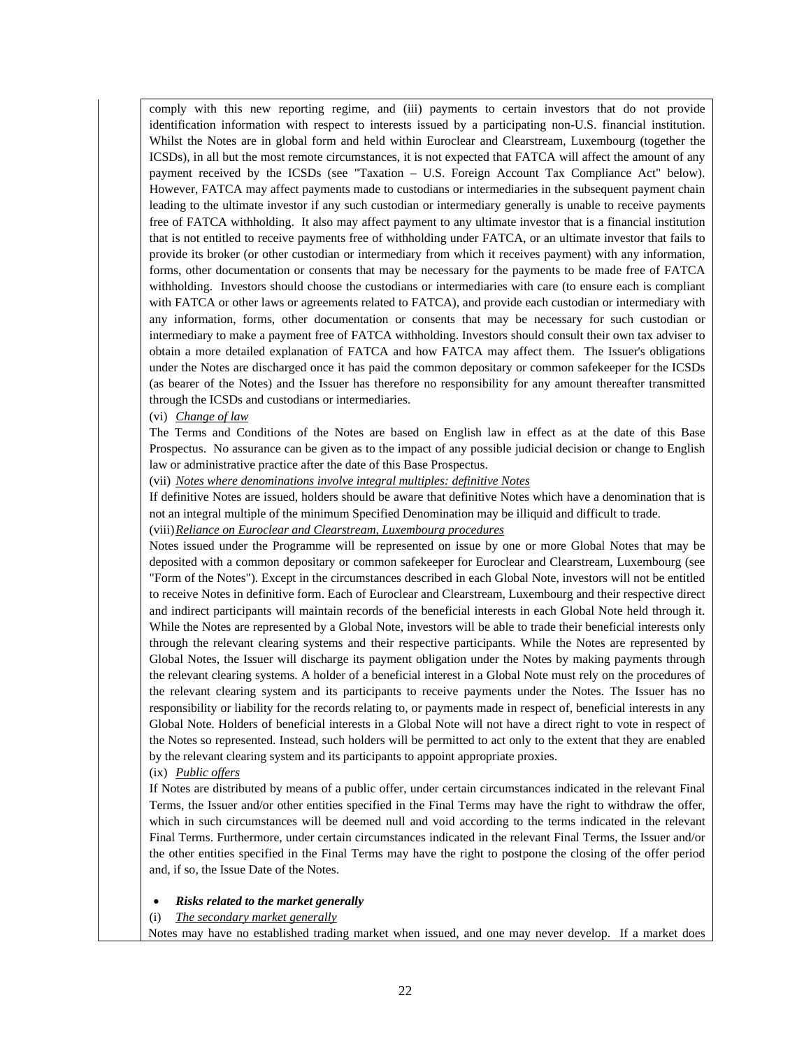comply with this new reporting regime, and (iii) payments to certain investors that do not provide identification information with respect to interests issued by a participating non-U.S. financial institution. Whilst the Notes are in global form and held within Euroclear and Clearstream, Luxembourg (together the ICSDs), in all but the most remote circumstances, it is not expected that FATCA will affect the amount of any payment received by the ICSDs (see "Taxation – U.S. Foreign Account Tax Compliance Act" below). However, FATCA may affect payments made to custodians or intermediaries in the subsequent payment chain leading to the ultimate investor if any such custodian or intermediary generally is unable to receive payments free of FATCA withholding. It also may affect payment to any ultimate investor that is a financial institution that is not entitled to receive payments free of withholding under FATCA, or an ultimate investor that fails to provide its broker (or other custodian or intermediary from which it receives payment) with any information, forms, other documentation or consents that may be necessary for the payments to be made free of FATCA withholding. Investors should choose the custodians or intermediaries with care (to ensure each is compliant with FATCA or other laws or agreements related to FATCA), and provide each custodian or intermediary with any information, forms, other documentation or consents that may be necessary for such custodian or intermediary to make a payment free of FATCA withholding. Investors should consult their own tax adviser to obtain a more detailed explanation of FATCA and how FATCA may affect them. The Issuer's obligations under the Notes are discharged once it has paid the common depositary or common safekeeper for the ICSDs (as bearer of the Notes) and the Issuer has therefore no responsibility for any amount thereafter transmitted through the ICSDs and custodians or intermediaries.

(vi) *Change of law*

The Terms and Conditions of the Notes are based on English law in effect as at the date of this Base Prospectus. No assurance can be given as to the impact of any possible judicial decision or change to English law or administrative practice after the date of this Base Prospectus.

(vii) *Notes where denominations involve integral multiples: definitive Notes*

If definitive Notes are issued, holders should be aware that definitive Notes which have a denomination that is not an integral multiple of the minimum Specified Denomination may be illiquid and difficult to trade.

(viii) *Reliance on Euroclear and Clearstream, Luxembourg procedures*

Notes issued under the Programme will be represented on issue by one or more Global Notes that may be deposited with a common depositary or common safekeeper for Euroclear and Clearstream, Luxembourg (see "Form of the Notes"). Except in the circumstances described in each Global Note, investors will not be entitled to receive Notes in definitive form. Each of Euroclear and Clearstream, Luxembourg and their respective direct and indirect participants will maintain records of the beneficial interests in each Global Note held through it. While the Notes are represented by a Global Note, investors will be able to trade their beneficial interests only through the relevant clearing systems and their respective participants. While the Notes are represented by Global Notes, the Issuer will discharge its payment obligation under the Notes by making payments through the relevant clearing systems. A holder of a beneficial interest in a Global Note must rely on the procedures of the relevant clearing system and its participants to receive payments under the Notes. The Issuer has no responsibility or liability for the records relating to, or payments made in respect of, beneficial interests in any Global Note. Holders of beneficial interests in a Global Note will not have a direct right to vote in respect of the Notes so represented. Instead, such holders will be permitted to act only to the extent that they are enabled by the relevant clearing system and its participants to appoint appropriate proxies.

(ix) *Public offers*

If Notes are distributed by means of a public offer, under certain circumstances indicated in the relevant Final Terms, the Issuer and/or other entities specified in the Final Terms may have the right to withdraw the offer, which in such circumstances will be deemed null and void according to the terms indicated in the relevant Final Terms. Furthermore, under certain circumstances indicated in the relevant Final Terms, the Issuer and/or the other entities specified in the Final Terms may have the right to postpone the closing of the offer period and, if so, the Issue Date of the Notes.

- ***Risks related to the market generally***

(i) *The secondary market generally*

Notes may have no established trading market when issued, and one may never develop. If a market does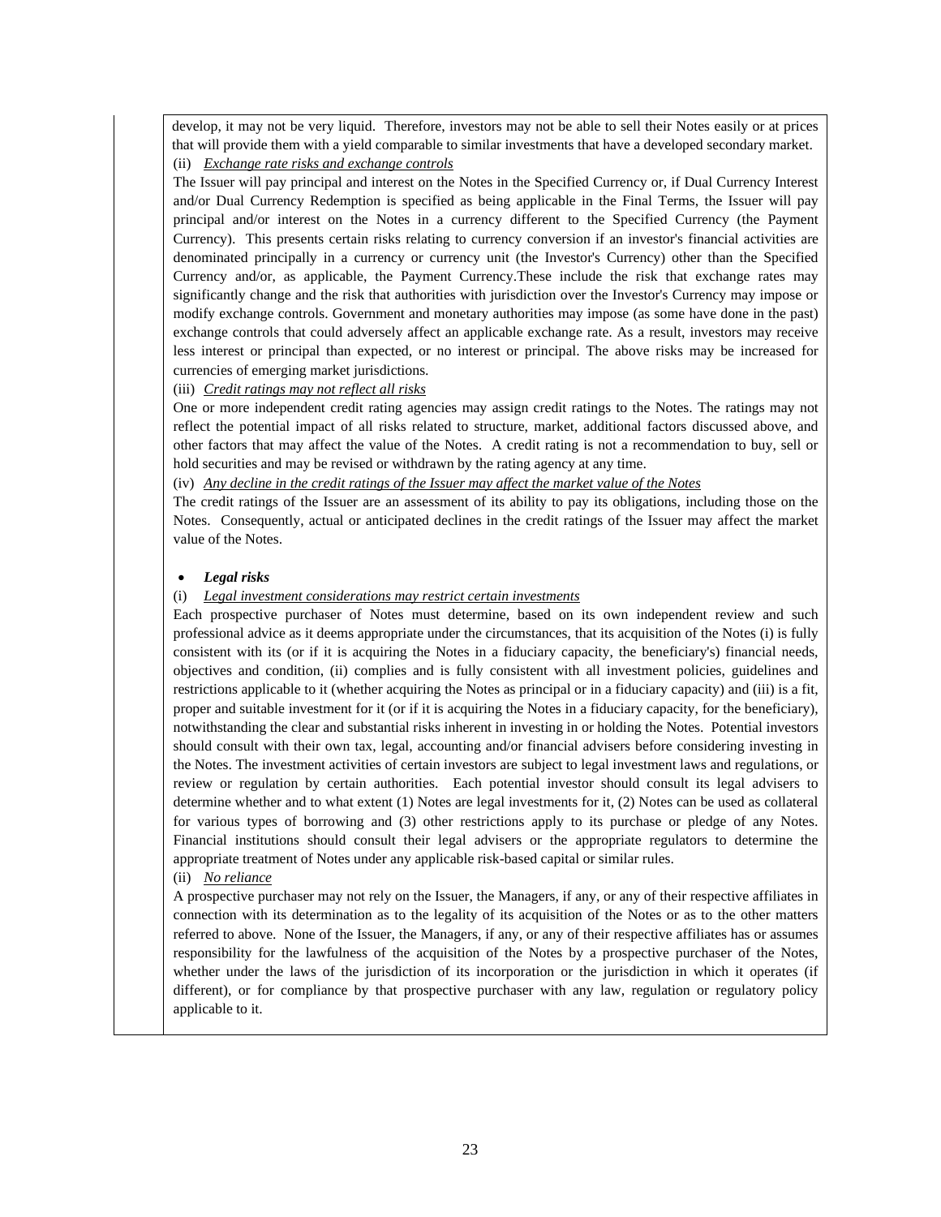develop, it may not be very liquid. Therefore, investors may not be able to sell their Notes easily or at prices that will provide them with a yield comparable to similar investments that have a developed secondary market.

(ii) *Exchange rate risks and exchange controls*

The Issuer will pay principal and interest on the Notes in the Specified Currency or, if Dual Currency Interest and/or Dual Currency Redemption is specified as being applicable in the Final Terms, the Issuer will pay principal and/or interest on the Notes in a currency different to the Specified Currency (the Payment Currency). This presents certain risks relating to currency conversion if an investor's financial activities are denominated principally in a currency or currency unit (the Investor's Currency) other than the Specified Currency and/or, as applicable, the Payment Currency.These include the risk that exchange rates may significantly change and the risk that authorities with jurisdiction over the Investor's Currency may impose or modify exchange controls. Government and monetary authorities may impose (as some have done in the past) exchange controls that could adversely affect an applicable exchange rate. As a result, investors may receive less interest or principal than expected, or no interest or principal. The above risks may be increased for currencies of emerging market jurisdictions.

(iii) *Credit ratings may not reflect all risks*

One or more independent credit rating agencies may assign credit ratings to the Notes. The ratings may not reflect the potential impact of all risks related to structure, market, additional factors discussed above, and other factors that may affect the value of the Notes. A credit rating is not a recommendation to buy, sell or hold securities and may be revised or withdrawn by the rating agency at any time.

(iv) *Any decline in the credit ratings of the Issuer may affect the market value of the Notes*

The credit ratings of the Issuer are an assessment of its ability to pay its obligations, including those on the Notes. Consequently, actual or anticipated declines in the credit ratings of the Issuer may affect the market value of the Notes.

- ***Legal risks***

(i) *Legal investment considerations may restrict certain investments*

Each prospective purchaser of Notes must determine, based on its own independent review and such professional advice as it deems appropriate under the circumstances, that its acquisition of the Notes (i) is fully consistent with its (or if it is acquiring the Notes in a fiduciary capacity, the beneficiary's) financial needs, objectives and condition, (ii) complies and is fully consistent with all investment policies, guidelines and restrictions applicable to it (whether acquiring the Notes as principal or in a fiduciary capacity) and (iii) is a fit, proper and suitable investment for it (or if it is acquiring the Notes in a fiduciary capacity, for the beneficiary), notwithstanding the clear and substantial risks inherent in investing in or holding the Notes. Potential investors should consult with their own tax, legal, accounting and/or financial advisers before considering investing in the Notes. The investment activities of certain investors are subject to legal investment laws and regulations, or review or regulation by certain authorities. Each potential investor should consult its legal advisers to determine whether and to what extent (1) Notes are legal investments for it, (2) Notes can be used as collateral for various types of borrowing and (3) other restrictions apply to its purchase or pledge of any Notes. Financial institutions should consult their legal advisers or the appropriate regulators to determine the appropriate treatment of Notes under any applicable risk-based capital or similar rules.

(ii) *No reliance*

A prospective purchaser may not rely on the Issuer, the Managers, if any, or any of their respective affiliates in connection with its determination as to the legality of its acquisition of the Notes or as to the other matters referred to above. None of the Issuer, the Managers, if any, or any of their respective affiliates has or assumes responsibility for the lawfulness of the acquisition of the Notes by a prospective purchaser of the Notes, whether under the laws of the jurisdiction of its incorporation or the jurisdiction in which it operates (if different), or for compliance by that prospective purchaser with any law, regulation or regulatory policy applicable to it.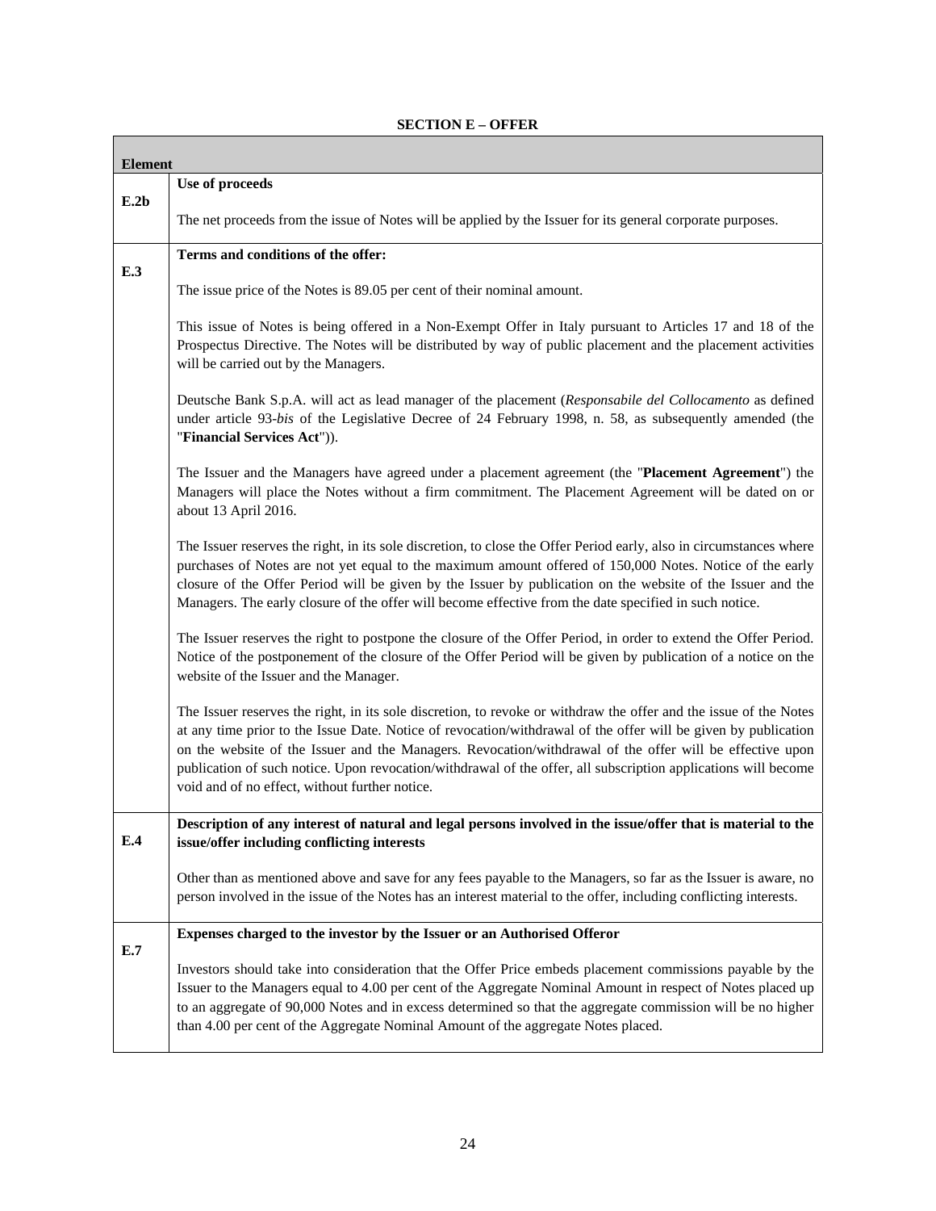**SECTION E – OFFER**

| Element | |
|---|---|
| **E.2b** | **Use of proceeds**<br><br>The net proceeds from the issue of Notes will be applied by the Issuer for its general corporate purposes. |
| **E.3** | **Terms and conditions of the offer:**<br><br>The issue price of the Notes is 89.05 per cent of their nominal amount.<br><br>This issue of Notes is being offered in a Non-Exempt Offer in Italy pursuant to Articles 17 and 18 of the Prospectus Directive. The Notes will be distributed by way of public placement and the placement activities will be carried out by the Managers.<br><br>Deutsche Bank S.p.A. will act as lead manager of the placement (*Responsabile del Collocamento* as defined under article 93-*bis* of the Legislative Decree of 24 February 1998, n. 58, as subsequently amended (the "**Financial Services Act**")).<br><br>The Issuer and the Managers have agreed under a placement agreement (the "**Placement Agreement**") the Managers will place the Notes without a firm commitment. The Placement Agreement will be dated on or about 13 April 2016.<br><br>The Issuer reserves the right, in its sole discretion, to close the Offer Period early, also in circumstances where purchases of Notes are not yet equal to the maximum amount offered of 150,000 Notes. Notice of the early closure of the Offer Period will be given by the Issuer by publication on the website of the Issuer and the Managers. The early closure of the offer will become effective from the date specified in such notice.<br><br>The Issuer reserves the right to postpone the closure of the Offer Period, in order to extend the Offer Period. Notice of the postponement of the closure of the Offer Period will be given by publication of a notice on the website of the Issuer and the Manager.<br><br>The Issuer reserves the right, in its sole discretion, to revoke or withdraw the offer and the issue of the Notes at any time prior to the Issue Date. Notice of revocation/withdrawal of the offer will be given by publication on the website of the Issuer and the Managers. Revocation/withdrawal of the offer will be effective upon publication of such notice. Upon revocation/withdrawal of the offer, all subscription applications will become void and of no effect, without further notice. |
| **E.4** | **Description of any interest of natural and legal persons involved in the issue/offer that is material to the issue/offer including conflicting interests**<br><br>Other than as mentioned above and save for any fees payable to the Managers, so far as the Issuer is aware, no person involved in the issue of the Notes has an interest material to the offer, including conflicting interests. |
| **E.7** | **Expenses charged to the investor by the Issuer or an Authorised Offeror**<br><br>Investors should take into consideration that the Offer Price embeds placement commissions payable by the Issuer to the Managers equal to 4.00 per cent of the Aggregate Nominal Amount in respect of Notes placed up to an aggregate of 90,000 Notes and in excess determined so that the aggregate commission will be no higher than 4.00 per cent of the Aggregate Nominal Amount of the aggregate Notes placed. |